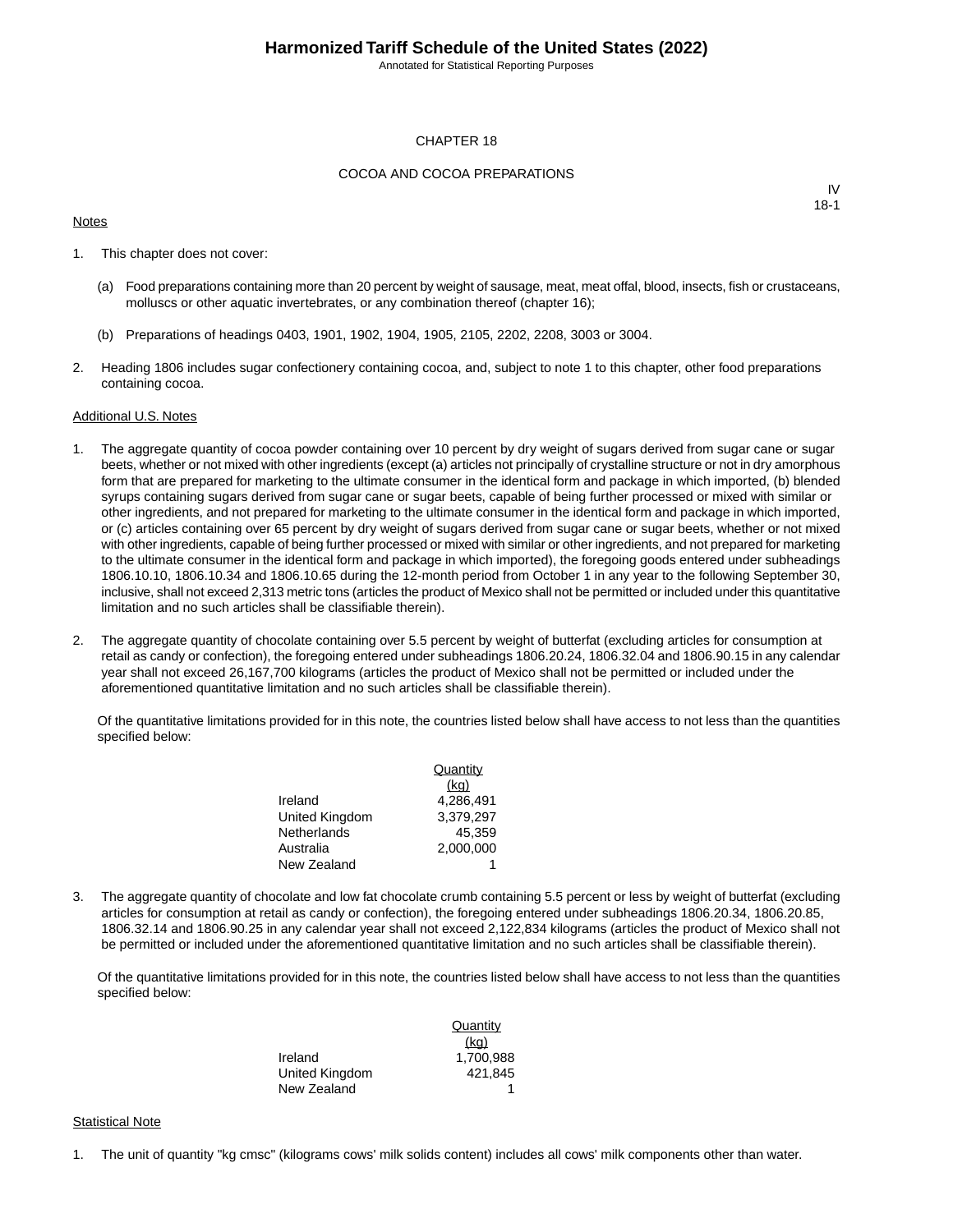# CHAPTER 18

## COCOA AND COCOA PREPARATIONS

IV
18-1

Notes

1. This chapter does not cover:

   (a) Food preparations containing more than 20 percent by weight of sausage, meat, meat offal, blood, insects, fish or crustaceans, molluscs or other aquatic invertebrates, or any combination thereof (chapter 16);

   (b) Preparations of headings 0403, 1901, 1902, 1904, 1905, 2105, 2202, 2208, 3003 or 3004.

2. Heading 1806 includes sugar confectionery containing cocoa, and, subject to note 1 to this chapter, other food preparations containing cocoa.

Additional U.S. Notes

1. The aggregate quantity of cocoa powder containing over 10 percent by dry weight of sugars derived from sugar cane or sugar beets, whether or not mixed with other ingredients (except (a) articles not principally of crystalline structure or not in dry amorphous form that are prepared for marketing to the ultimate consumer in the identical form and package in which imported, (b) blended syrups containing sugars derived from sugar cane or sugar beets, capable of being further processed or mixed with similar or other ingredients, and not prepared for marketing to the ultimate consumer in the identical form and package in which imported, or (c) articles containing over 65 percent by dry weight of sugars derived from sugar cane or sugar beets, whether or not mixed with other ingredients, capable of being further processed or mixed with similar or other ingredients, and not prepared for marketing to the ultimate consumer in the identical form and package in which imported), the foregoing goods entered under subheadings 1806.10.10, 1806.10.34 and 1806.10.65 during the 12-month period from October 1 in any year to the following September 30, inclusive, shall not exceed 2,313 metric tons (articles the product of Mexico shall not be permitted or included under this quantitative limitation and no such articles shall be classifiable therein).

2. The aggregate quantity of chocolate containing over 5.5 percent by weight of butterfat (excluding articles for consumption at retail as candy or confection), the foregoing entered under subheadings 1806.20.24, 1806.32.04 and 1806.90.15 in any calendar year shall not exceed 26,167,700 kilograms (articles the product of Mexico shall not be permitted or included under the aforementioned quantitative limitation and no such articles shall be classifiable therein).

   Of the quantitative limitations provided for in this note, the countries listed below shall have access to not less than the quantities specified below:

| | Quantity (kg) |
|---|---:|
| Ireland | 4,286,491 |
| United Kingdom | 3,379,297 |
| Netherlands | 45,359 |
| Australia | 2,000,000 |
| New Zealand | 1 |

3. The aggregate quantity of chocolate and low fat chocolate crumb containing 5.5 percent or less by weight of butterfat (excluding articles for consumption at retail as candy or confection), the foregoing entered under subheadings 1806.20.34, 1806.20.85, 1806.32.14 and 1806.90.25 in any calendar year shall not exceed 2,122,834 kilograms (articles the product of Mexico shall not be permitted or included under the aforementioned quantitative limitation and no such articles shall be classifiable therein).

   Of the quantitative limitations provided for in this note, the countries listed below shall have access to not less than the quantities specified below:

| | Quantity (kg) |
|---|---:|
| Ireland | 1,700,988 |
| United Kingdom | 421,845 |
| New Zealand | 1 |

Statistical Note

1. The unit of quantity "kg cmsc" (kilograms cows' milk solids content) includes all cows' milk components other than water.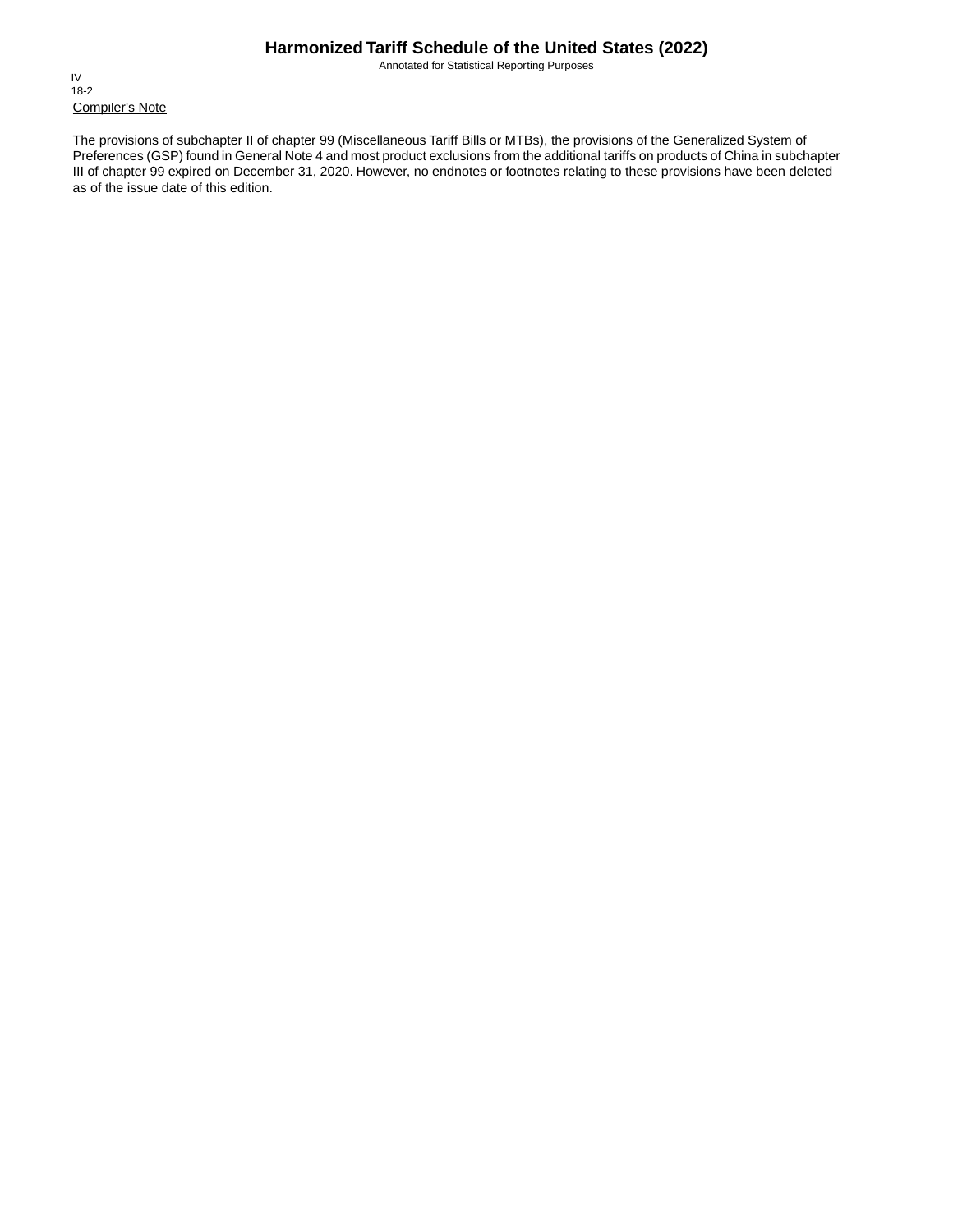Compiler's Note

The provisions of subchapter II of chapter 99 (Miscellaneous Tariff Bills or MTBs), the provisions of the Generalized System of Preferences (GSP) found in General Note 4 and most product exclusions from the additional tariffs on products of China in subchapter III of chapter 99 expired on December 31, 2020. However, no endnotes or footnotes relating to these provisions have been deleted as of the issue date of this edition.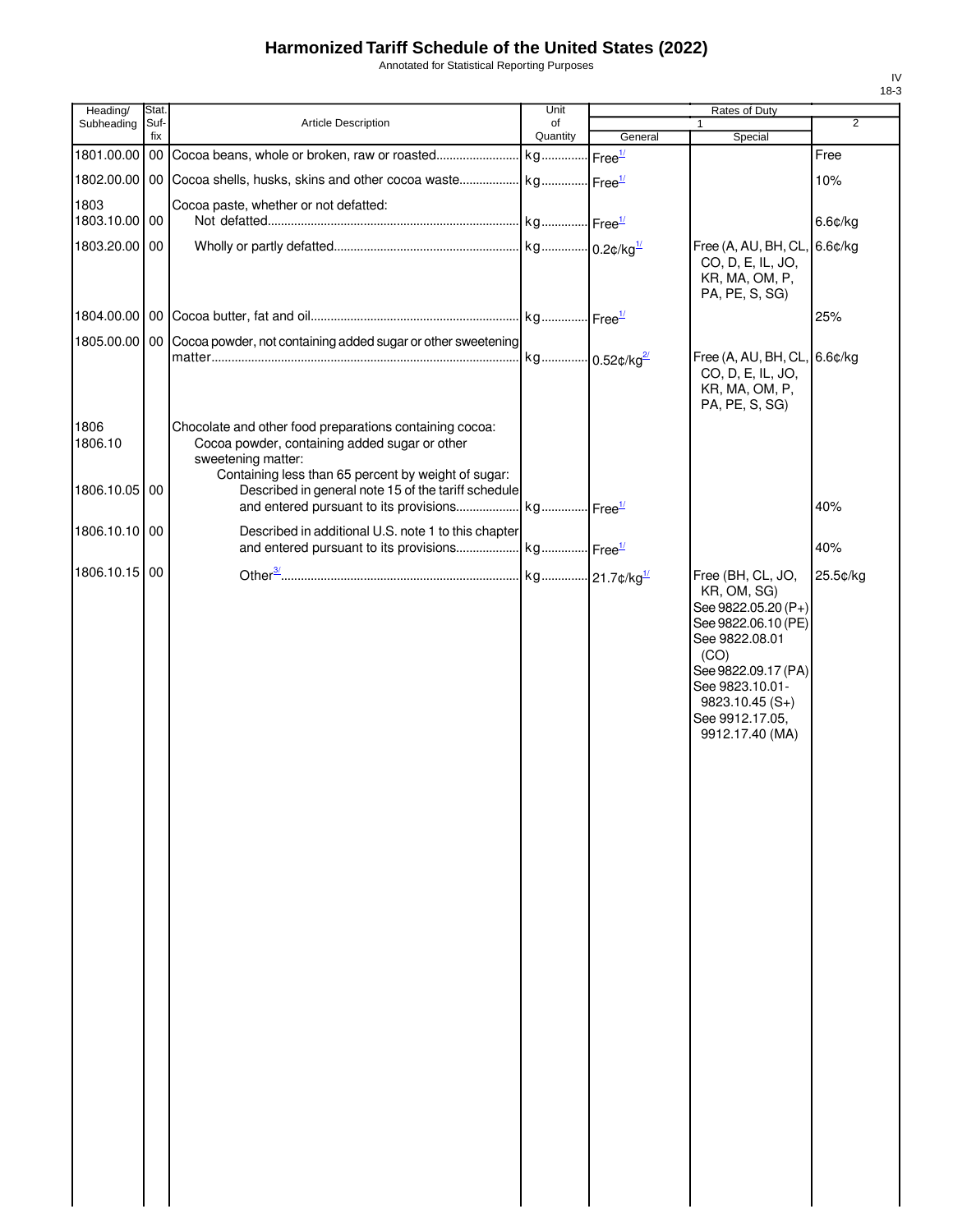# Harmonized Tariff Schedule of the United States (2022)

Annotated for Statistical Reporting Purposes

IV
18-3

| Heading/ Subheading | Stat. Suf- fix | Article Description | Unit of Quantity | Rates of Duty 1 General | Special | 2 |
|---|---|---|---|---|---|---|
| 1801.00.00 | 00 | Cocoa beans, whole or broken, raw or roasted | kg | Free[1/] | | Free |
| 1802.00.00 | 00 | Cocoa shells, husks, skins and other cocoa waste | kg | Free[1/] | | 10% |
| 1803 | | Cocoa paste, whether or not defatted: | | | | |
| 1803.10.00 | 00 | Not defatted | kg | Free[1/] | | 6.6¢/kg |
| 1803.20.00 | 00 | Wholly or partly defatted | kg | 0.2¢/kg[1/] | Free (A, AU, BH, CL, CO, D, E, IL, JO, KR, MA, OM, P, PA, PE, S, SG) | 6.6¢/kg |
| 1804.00.00 | 00 | Cocoa butter, fat and oil | kg | Free[1/] | | 25% |
| 1805.00.00 | 00 | Cocoa powder, not containing added sugar or other sweetening matter | kg | 0.52¢/kg[2/] | Free (A, AU, BH, CL, CO, D, E, IL, JO, KR, MA, OM, P, PA, PE, S, SG) | 6.6¢/kg |
| 1806 | | Chocolate and other food preparations containing cocoa: | | | | |
| 1806.10 | | Cocoa powder, containing added sugar or other sweetening matter: | | | | |
| | | Containing less than 65 percent by weight of sugar: | | | | |
| 1806.10.05 | 00 | Described in general note 15 of the tariff schedule and entered pursuant to its provisions | kg | Free[1/] | | 40% |
| 1806.10.10 | 00 | Described in additional U.S. note 1 to this chapter and entered pursuant to its provisions | kg | Free[1/] | | 40% |
| 1806.10.15 | 00 | Other[3/] | kg | 21.7¢/kg[1/] | Free (BH, CL, JO, KR, OM, SG) See 9822.05.20 (P+) See 9822.06.10 (PE) See 9822.08.01 (CO) See 9822.09.17 (PA) See 9823.10.01-9823.10.45 (S+) See 9912.17.05, 9912.17.40 (MA) | 25.5¢/kg |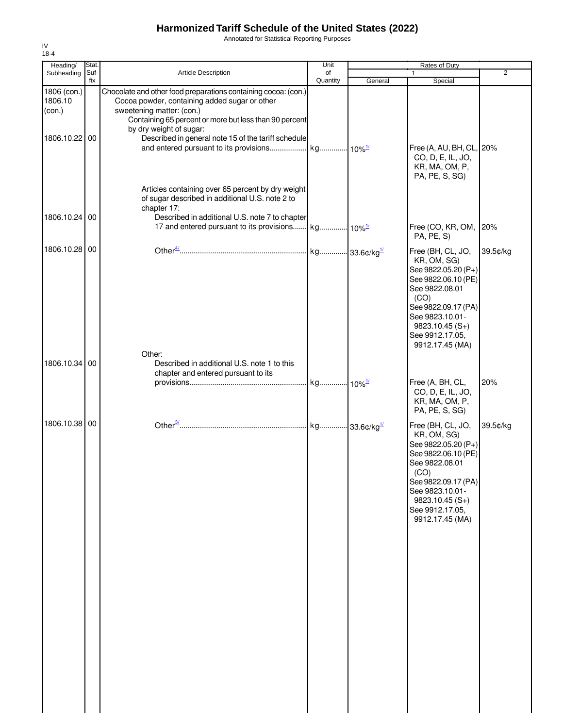# Harmonized Tariff Schedule of the United States (2022)

Annotated for Statistical Reporting Purposes

IV
18-4

| Heading/ Subheading | Stat. Suf- fix | Article Description | Unit of Quantity | Rates of Duty 1 General | Special | 2 |
|---|---|---|---|---|---|---|
| 1806 (con.) 1806.10 (con.) | | Chocolate and other food preparations containing cocoa: (con.) Cocoa powder, containing added sugar or other sweetening matter: (con.) Containing 65 percent or more but less than 90 percent by dry weight of sugar: | | | | |
| 1806.10.22 | 00 | Described in general note 15 of the tariff schedule and entered pursuant to its provisions | kg | 10%[1/] | Free (A, AU, BH, CL, CO, D, E, IL, JO, KR, MA, OM, P, PA, PE, S, SG) | 20% |
| | | Articles containing over 65 percent by dry weight of sugar described in additional U.S. note 2 to chapter 17: | | | | |
| 1806.10.24 | 00 | Described in additional U.S. note 7 to chapter 17 and entered pursuant to its provisions | kg | 10%[1/] | Free (CO, KR, OM, PA, PE, S) | 20% |
| 1806.10.28 | 00 | Other[4/] | kg | 33.6¢/kg[1/] | Free (BH, CL, JO, KR, OM, SG) See 9822.05.20 (P+) See 9822.06.10 (PE) See 9822.08.01 (CO) See 9822.09.17 (PA) See 9823.10.01-9823.10.45 (S+) See 9912.17.05, 9912.17.45 (MA) | 39.5¢/kg |
| | | Other: | | | | |
| 1806.10.34 | 00 | Described in additional U.S. note 1 to this chapter and entered pursuant to its provisions | kg | 10%[1/] | Free (A, BH, CL, CO, D, E, IL, JO, KR, MA, OM, P, PA, PE, S, SG) | 20% |
| 1806.10.38 | 00 | Other[3/] | kg | 33.6¢/kg[1/] | Free (BH, CL, JO, KR, OM, SG) See 9822.05.20 (P+) See 9822.06.10 (PE) See 9822.08.01 (CO) See 9822.09.17 (PA) See 9823.10.01-9823.10.45 (S+) See 9912.17.05, 9912.17.45 (MA) | 39.5¢/kg |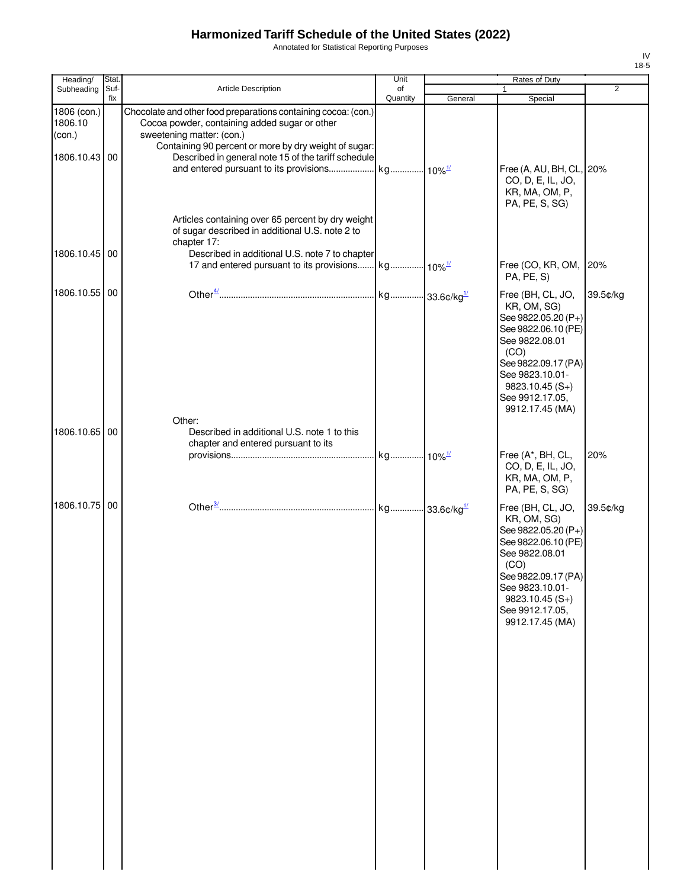# Harmonized Tariff Schedule of the United States (2022)

Annotated for Statistical Reporting Purposes

IV
18-5

| Heading/ Subheading | Stat. Suf-fix | Article Description | Unit of Quantity | Rates of Duty 1 General | Special | 2 |
|---|---|---|---|---|---|---|
| 1806 (con.) 1806.10 (con.) | | Chocolate and other food preparations containing cocoa: (con.) Cocoa powder, containing added sugar or other sweetening matter: (con.) Containing 90 percent or more by dry weight of sugar: | | | | |
| 1806.10.43 | 00 | Described in general note 15 of the tariff schedule and entered pursuant to its provisions | kg | 10%[1/] | Free (A, AU, BH, CL, CO, D, E, IL, JO, KR, MA, OM, P, PA, PE, S, SG) | 20% |
| | | Articles containing over 65 percent by dry weight of sugar described in additional U.S. note 2 to chapter 17: | | | | |
| 1806.10.45 | 00 | Described in additional U.S. note 7 to chapter 17 and entered pursuant to its provisions | kg | 10%[1/] | Free (CO, KR, OM, PA, PE, S) | 20% |
| 1806.10.55 | 00 | Other[4/] | kg | 33.6¢/kg[1/] | Free (BH, CL, JO, KR, OM, SG) See 9822.05.20 (P+) See 9822.06.10 (PE) See 9822.08.01 (CO) See 9822.09.17 (PA) See 9823.10.01-9823.10.45 (S+) See 9912.17.05, 9912.17.45 (MA) | 39.5¢/kg |
| | | Other: | | | | |
| 1806.10.65 | 00 | Described in additional U.S. note 1 to this chapter and entered pursuant to its provisions | kg | 10%[1/] | Free (A*, BH, CL, CO, D, E, IL, JO, KR, MA, OM, P, PA, PE, S, SG) | 20% |
| 1806.10.75 | 00 | Other[3/] | kg | 33.6¢/kg[1/] | Free (BH, CL, JO, KR, OM, SG) See 9822.05.20 (P+) See 9822.06.10 (PE) See 9822.08.01 (CO) See 9822.09.17 (PA) See 9823.10.01-9823.10.45 (S+) See 9912.17.05, 9912.17.45 (MA) | 39.5¢/kg |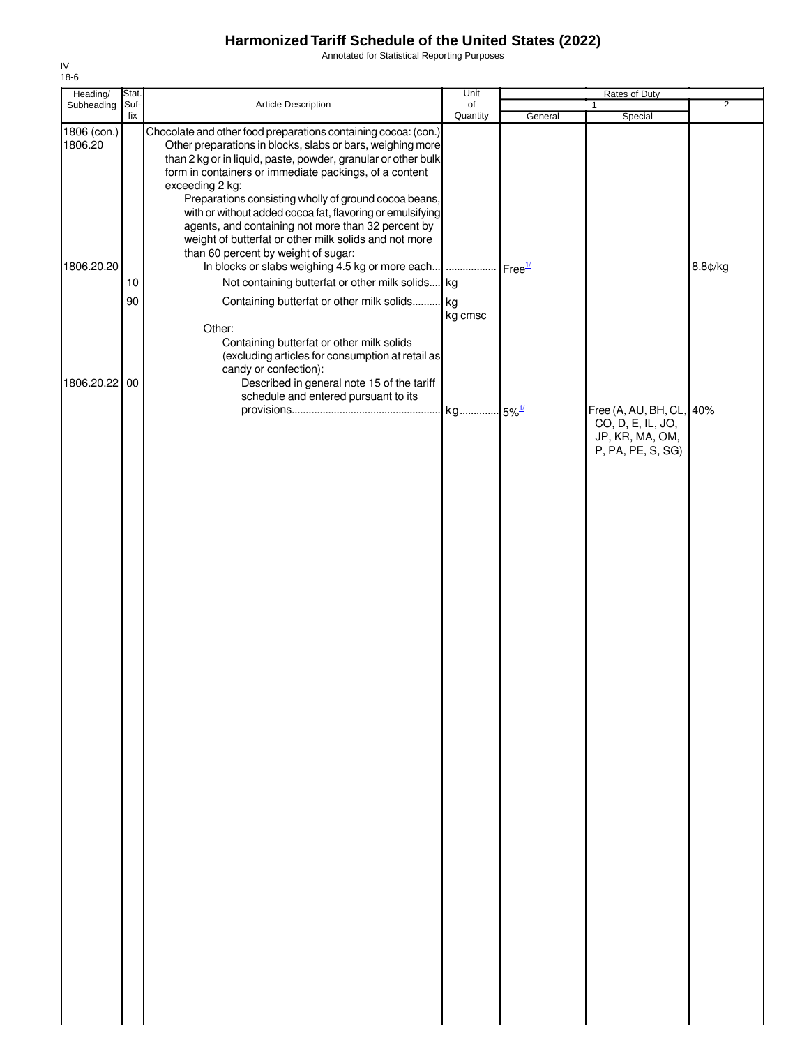# Harmonized Tariff Schedule of the United States (2022)

Annotated for Statistical Reporting Purposes

IV
18-6

| Heading/ Subheading | Stat. Suf- fix | Article Description | Unit of Quantity | Rates of Duty | | |
|---|---|---|---|---|---|---|
| | | | | 1 | | 2 |
| | | | | General | Special | |
| 1806 (con.) | | Chocolate and other food preparations containing cocoa: (con.) | | | | |
| 1806.20 | | Other preparations in blocks, slabs or bars, weighing more than 2 kg or in liquid, paste, powder, granular or other bulk form in containers or immediate packings, of a content exceeding 2 kg: | | | | |
| | | Preparations consisting wholly of ground cocoa beans, with or without added cocoa fat, flavoring or emulsifying agents, and containing not more than 32 percent by weight of butterfat or other milk solids and not more than 60 percent by weight of sugar: | | | | |
| 1806.20.20 | | In blocks or slabs weighing 4.5 kg or more each | | Free[1/] | | 8.8¢/kg |
| | 10 | Not containing butterfat or other milk solids | kg | | | |
| | 90 | Containing butterfat or other milk solids | kg<br>kg cmsc | | | |
| | | Other: | | | | |
| | | Containing butterfat or other milk solids (excluding articles for consumption at retail as candy or confection): | | | | |
| 1806.20.22 | 00 | Described in general note 15 of the tariff schedule and entered pursuant to its provisions | kg | 5%[1/] | Free (A, AU, BH, CL, CO, D, E, IL, JO, JP, KR, MA, OM, P, PA, PE, S, SG) | 40% |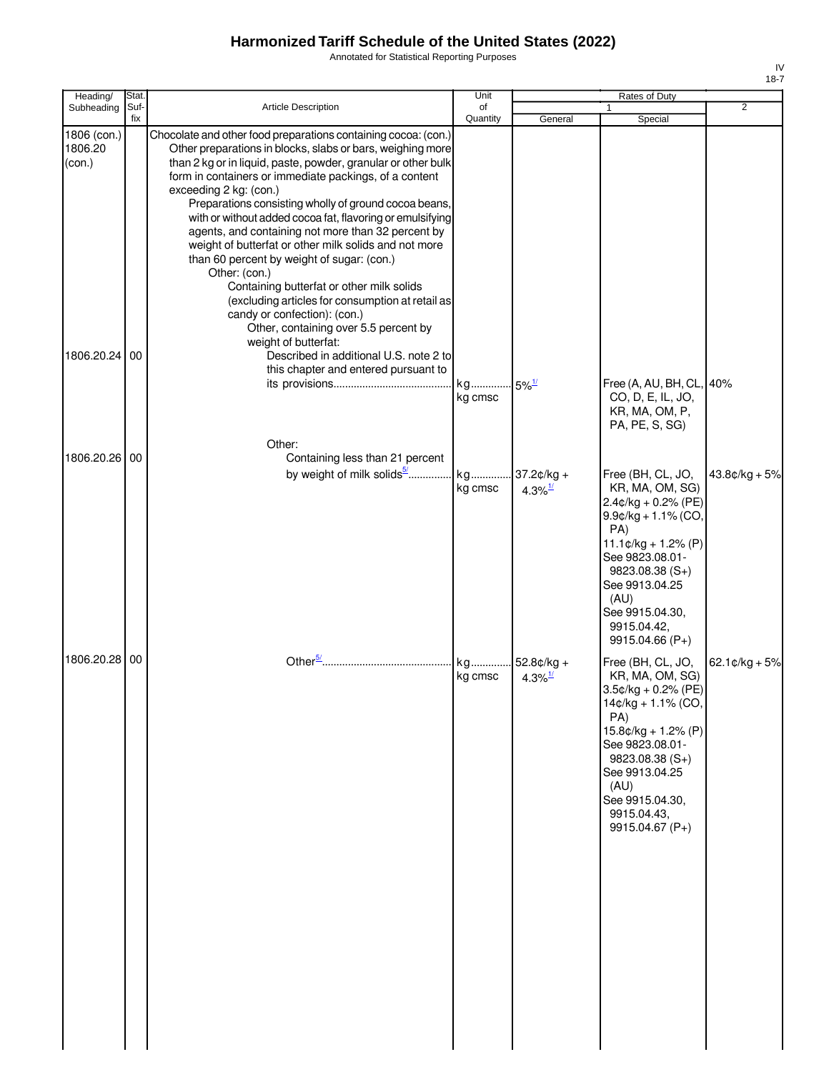# Harmonized Tariff Schedule of the United States (2022)

Annotated for Statistical Reporting Purposes

IV
18-7

| Heading/ Subheading | Stat. Suf- fix | Article Description | Unit of Quantity | Rates of Duty 1 General | Special | 2 |
|---|---|---|---|---|---|---|
| 1806 (con.) 1806.20 (con.) | | Chocolate and other food preparations containing cocoa: (con.) Other preparations in blocks, slabs or bars, weighing more than 2 kg or in liquid, paste, powder, granular or other bulk form in containers or immediate packings, of a content exceeding 2 kg: (con.) Preparations consisting wholly of ground cocoa beans, with or without added cocoa fat, flavoring or emulsifying agents, and containing not more than 32 percent by weight of butterfat or other milk solids and not more than 60 percent by weight of sugar: (con.) Other: (con.) Containing butterfat or other milk solids (excluding articles for consumption at retail as candy or confection): (con.) Other, containing over 5.5 percent by weight of butterfat: | | | | |
| 1806.20.24 | 00 | Described in additional U.S. note 2 to this chapter and entered pursuant to its provisions | kg kg cmsc | 5%[1/] | Free (A, AU, BH, CL, CO, D, E, IL, JO, KR, MA, OM, P, PA, PE, S, SG) | 40% |
| | | Other: | | | | |
| 1806.20.26 | 00 | Containing less than 21 percent by weight of milk solids[5/] | kg kg cmsc | 37.2¢/kg + 4.3%[1/] | Free (BH, CL, JO, KR, MA, OM, SG) 2.4¢/kg + 0.2% (PE) 9.9¢/kg + 1.1% (CO, PA) 11.1¢/kg + 1.2% (P) See 9823.08.01-9823.08.38 (S+) See 9913.04.25 (AU) See 9915.04.30, 9915.04.42, 9915.04.66 (P+) | 43.8¢/kg + 5% |
| 1806.20.28 | 00 | Other[5/] | kg kg cmsc | 52.8¢/kg + 4.3%[1/] | Free (BH, CL, JO, KR, MA, OM, SG) 3.5¢/kg + 0.2% (PE) 14¢/kg + 1.1% (CO, PA) 15.8¢/kg + 1.2% (P) See 9823.08.01-9823.08.38 (S+) See 9913.04.25 (AU) See 9915.04.30, 9915.04.43, 9915.04.67 (P+) | 62.1¢/kg + 5% |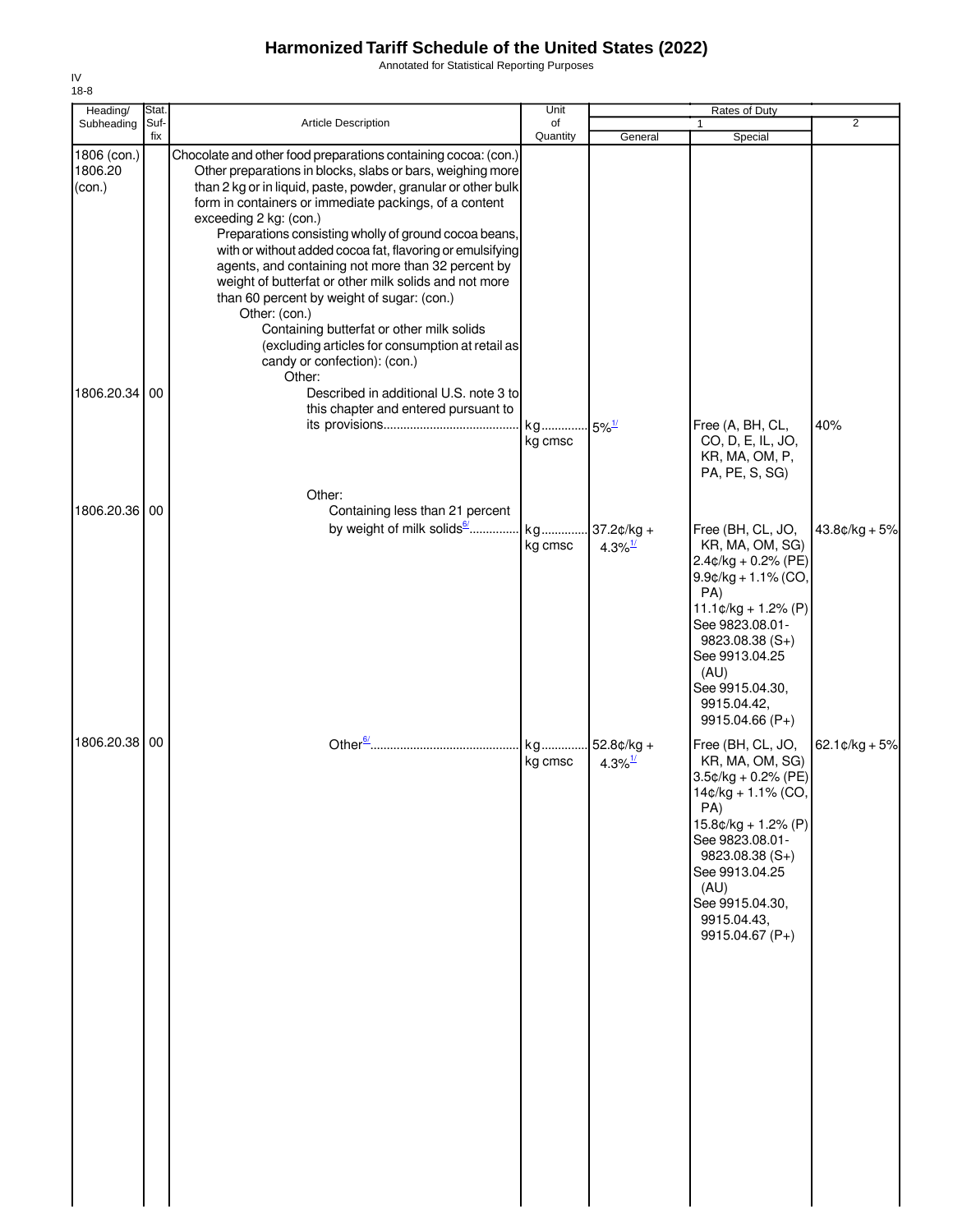# Harmonized Tariff Schedule of the United States (2022)

Annotated for Statistical Reporting Purposes

IV
18-8

| Heading/ Subheading | Stat. Suf- fix | Article Description | Unit of Quantity | Rates of Duty 1 General | Special | 2 |
|---|---|---|---|---|---|---|
| 1806 (con.) 1806.20 (con.) | | Chocolate and other food preparations containing cocoa: (con.) Other preparations in blocks, slabs or bars, weighing more than 2 kg or in liquid, paste, powder, granular or other bulk form in containers or immediate packings, of a content exceeding 2 kg: (con.) Preparations consisting wholly of ground cocoa beans, with or without added cocoa fat, flavoring or emulsifying agents, and containing not more than 32 percent by weight of butterfat or other milk solids and not more than 60 percent by weight of sugar: (con.) Other: (con.) Containing butterfat or other milk solids (excluding articles for consumption at retail as candy or confection): (con.) Other: | | | | |
| 1806.20.34 | 00 | Described in additional U.S. note 3 to this chapter and entered pursuant to its provisions | kg kg cmsc | 5%[1/] | Free (A, BH, CL, CO, D, E, IL, JO, KR, MA, OM, P, PA, PE, S, SG) | 40% |
| | | Other: | | | | |
| 1806.20.36 | 00 | Containing less than 21 percent by weight of milk solids[6/] | kg kg cmsc | 37.2¢/kg + 4.3%[1/] | Free (BH, CL, JO, KR, MA, OM, SG) 2.4¢/kg + 0.2% (PE) 9.9¢/kg + 1.1% (CO, PA) 11.1¢/kg + 1.2% (P) See 9823.08.01-9823.08.38 (S+) See 9913.04.25 (AU) See 9915.04.30, 9915.04.42, 9915.04.66 (P+) | 43.8¢/kg + 5% |
| 1806.20.38 | 00 | Other[6/] | kg kg cmsc | 52.8¢/kg + 4.3%[1/] | Free (BH, CL, JO, KR, MA, OM, SG) 3.5¢/kg + 0.2% (PE) 14¢/kg + 1.1% (CO, PA) 15.8¢/kg + 1.2% (P) See 9823.08.01-9823.08.38 (S+) See 9913.04.25 (AU) See 9915.04.30, 9915.04.43, 9915.04.67 (P+) | 62.1¢/kg + 5% |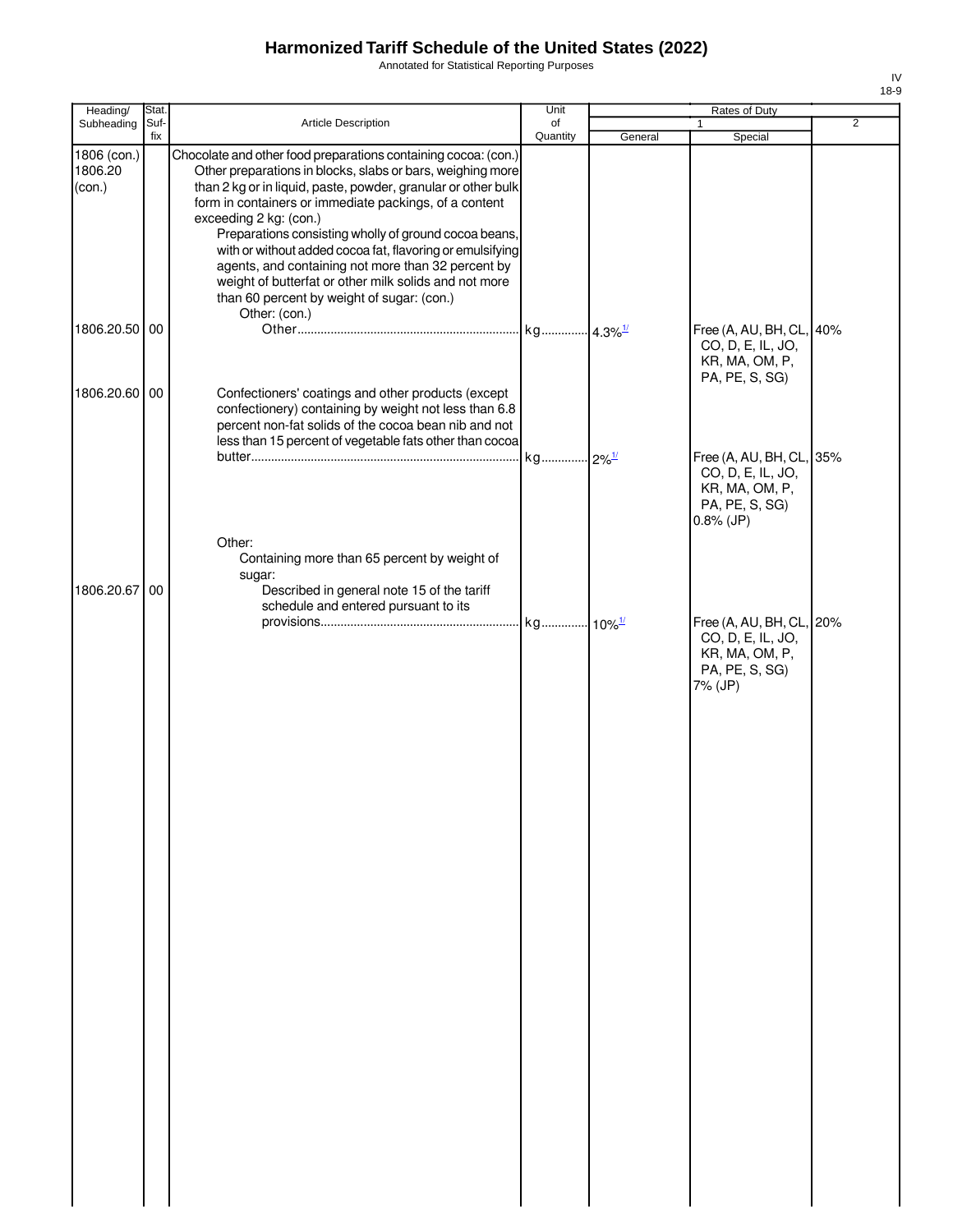# Harmonized Tariff Schedule of the United States (2022)

Annotated for Statistical Reporting Purposes

IV
18-9

| Heading/ Subheading | Stat. Suf- fix | Article Description | Unit of Quantity | Rates of Duty 1 General | Special | 2 |
|---|---|---|---|---|---|---|
| 1806 (con.) 1806.20 (con.) | | Chocolate and other food preparations containing cocoa: (con.) Other preparations in blocks, slabs or bars, weighing more than 2 kg or in liquid, paste, powder, granular or other bulk form in containers or immediate packings, of a content exceeding 2 kg: (con.) Preparations consisting wholly of ground cocoa beans, with or without added cocoa fat, flavoring or emulsifying agents, and containing not more than 32 percent by weight of butterfat or other milk solids and not more than 60 percent by weight of sugar: (con.) Other: (con.) | | | | |
| 1806.20.50 | 00 | Other | kg | 4.3%[1/] | Free (A, AU, BH, CL, CO, D, E, IL, JO, KR, MA, OM, P, PA, PE, S, SG) | 40% |
| 1806.20.60 | 00 | Confectioners' coatings and other products (except confectionery) containing by weight not less than 6.8 percent non-fat solids of the cocoa bean nib and not less than 15 percent of vegetable fats other than cocoa butter | kg | 2%[1/] | Free (A, AU, BH, CL, CO, D, E, IL, JO, KR, MA, OM, P, PA, PE, S, SG) 0.8% (JP) | 35% |
| | | Other: Containing more than 65 percent by weight of sugar: | | | | |
| 1806.20.67 | 00 | Described in general note 15 of the tariff schedule and entered pursuant to its provisions | kg | 10%[1/] | Free (A, AU, BH, CL, CO, D, E, IL, JO, KR, MA, OM, P, PA, PE, S, SG) 7% (JP) | 20% |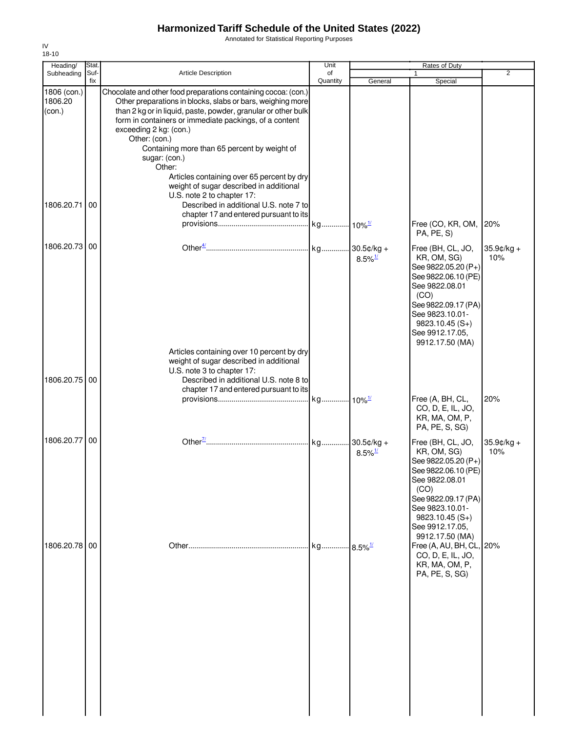# Harmonized Tariff Schedule of the United States (2022)

Annotated for Statistical Reporting Purposes

IV
18-10

| Heading/ Subheading | Stat. Suf-fix | Article Description | Unit of Quantity | Rates of Duty 1 General | Special | 2 |
|---|---|---|---|---|---|---|
| 1806 (con.) 1806.20 (con.) | | Chocolate and other food preparations containing cocoa: (con.) Other preparations in blocks, slabs or bars, weighing more than 2 kg or in liquid, paste, powder, granular or other bulk form in containers or immediate packings, of a content exceeding 2 kg: (con.) Other: (con.) Containing more than 65 percent by weight of sugar: (con.) Other: Articles containing over 65 percent by dry weight of sugar described in additional U.S. note 2 to chapter 17: | | | | |
| 1806.20.71 | 00 | Described in additional U.S. note 7 to chapter 17 and entered pursuant to its provisions | kg | 10%[1/] | Free (CO, KR, OM, PA, PE, S) | 20% |
| 1806.20.73 | 00 | Other[4/] | kg | 30.5¢/kg + 8.5%[1/] | Free (BH, CL, JO, KR, OM, SG) See 9822.05.20 (P+) See 9822.06.10 (PE) See 9822.08.01 (CO) See 9822.09.17 (PA) See 9823.10.01-9823.10.45 (S+) See 9912.17.05, 9912.17.50 (MA) | 35.9¢/kg + 10% |
| | | Articles containing over 10 percent by dry weight of sugar described in additional U.S. note 3 to chapter 17: | | | | |
| 1806.20.75 | 00 | Described in additional U.S. note 8 to chapter 17 and entered pursuant to its provisions | kg | 10%[1/] | Free (A, BH, CL, CO, D, E, IL, JO, KR, MA, OM, P, PA, PE, S, SG) | 20% |
| 1806.20.77 | 00 | Other[7/] | kg | 30.5¢/kg + 8.5%[1/] | Free (BH, CL, JO, KR, OM, SG) See 9822.05.20 (P+) See 9822.06.10 (PE) See 9822.08.01 (CO) See 9822.09.17 (PA) See 9823.10.01-9823.10.45 (S+) See 9912.17.05, 9912.17.50 (MA) | 35.9¢/kg + 10% |
| 1806.20.78 | 00 | Other | kg | 8.5%[1/] | Free (A, AU, BH, CL, CO, D, E, IL, JO, KR, MA, OM, P, PA, PE, S, SG) | 20% |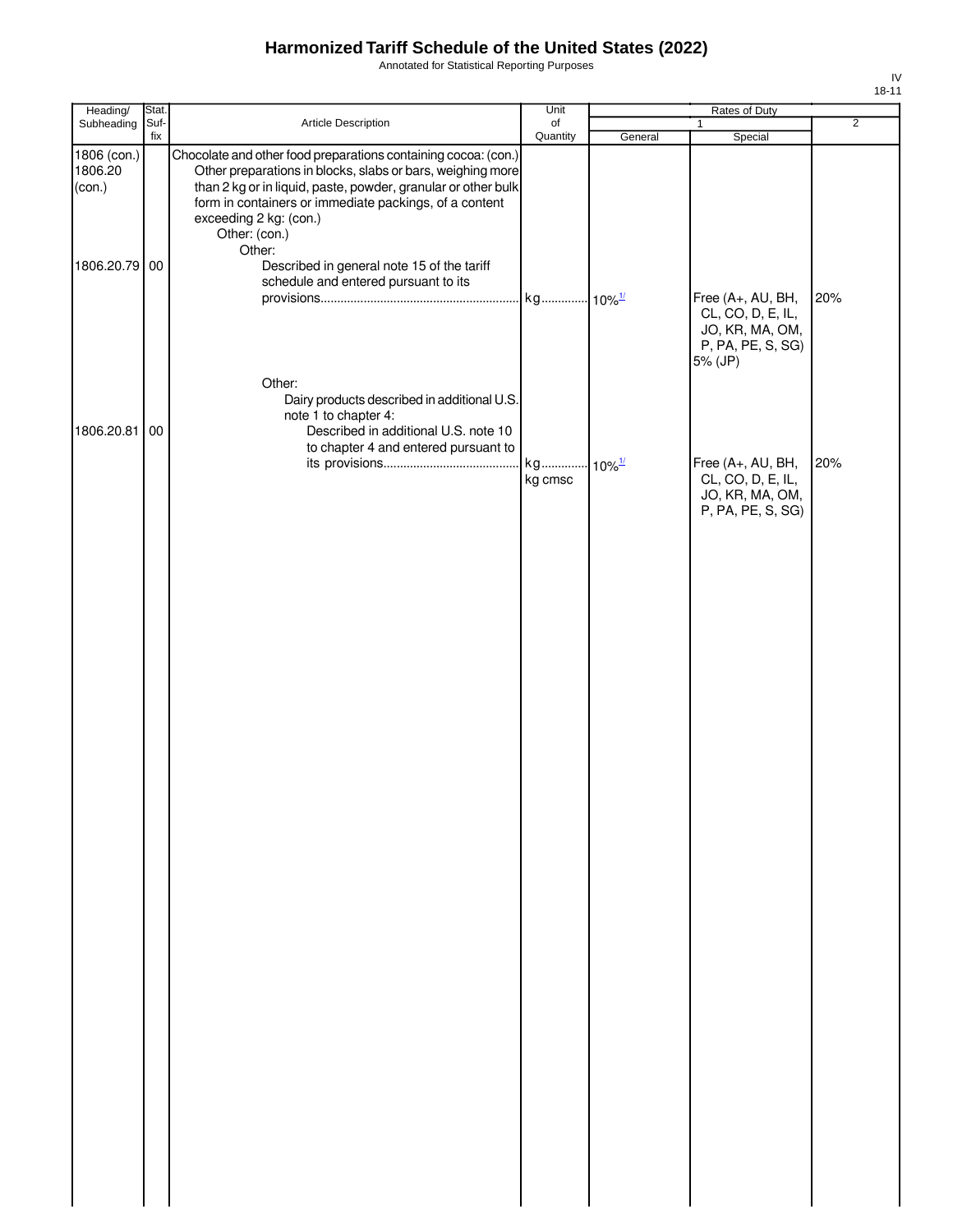# Harmonized Tariff Schedule of the United States (2022)

Annotated for Statistical Reporting Purposes

IV
18-11

| Heading/ Subheading | Stat. Suf-fix | Article Description | Unit of Quantity | Rates of Duty 1 General | Rates of Duty 1 Special | Rates of Duty 2 |
|---|---|---|---|---|---|---|
| 1806 (con.) 1806.20 (con.) | | Chocolate and other food preparations containing cocoa: (con.) Other preparations in blocks, slabs or bars, weighing more than 2 kg or in liquid, paste, powder, granular or other bulk form in containers or immediate packings, of a content exceeding 2 kg: (con.) Other: (con.) Other: | | | | |
| 1806.20.79 | 00 | Described in general note 15 of the tariff schedule and entered pursuant to its provisions | kg | 10%[1/] | Free (A+, AU, BH, CL, CO, D, E, IL, JO, KR, MA, OM, P, PA, PE, S, SG) 5% (JP) | 20% |
| | | Other: Dairy products described in additional U.S. note 1 to chapter 4: | | | | |
| 1806.20.81 | 00 | Described in additional U.S. note 10 to chapter 4 and entered pursuant to its provisions | kg kg cmsc | 10%[1/] | Free (A+, AU, BH, CL, CO, D, E, IL, JO, KR, MA, OM, P, PA, PE, S, SG) | 20% |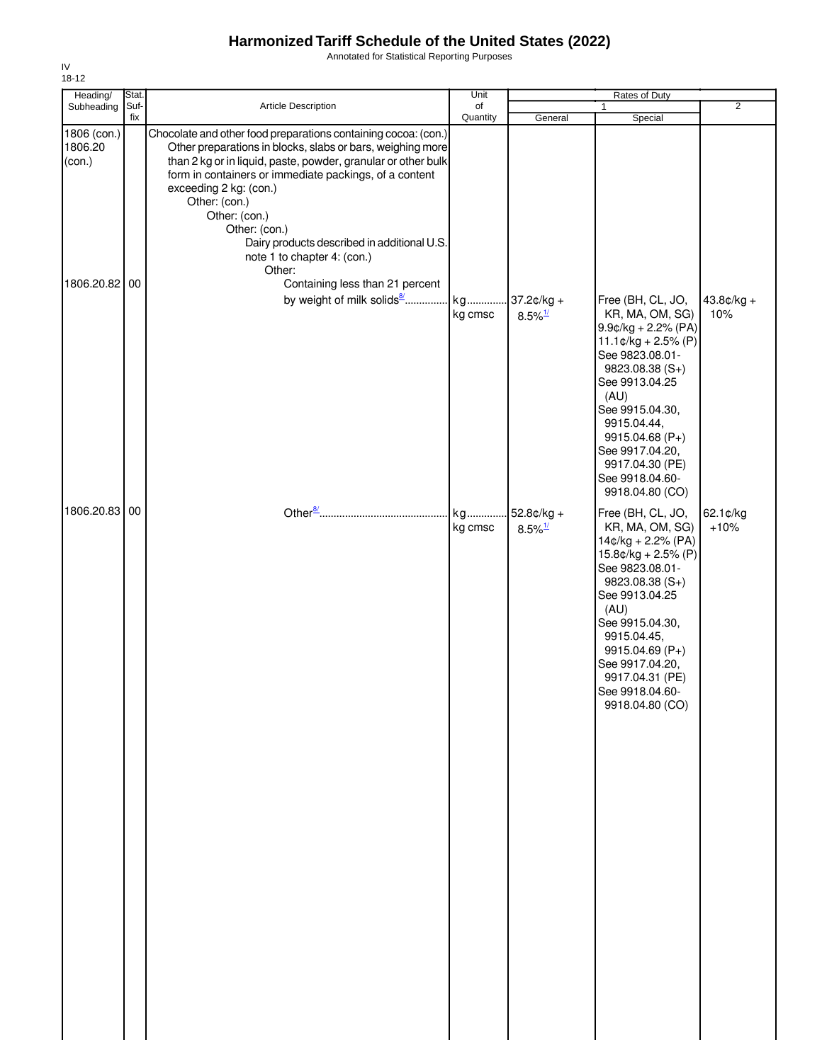# Harmonized Tariff Schedule of the United States (2022)

Annotated for Statistical Reporting Purposes

IV
18-12

| Heading/ Subheading | Stat. Suf- fix | Article Description | Unit of Quantity | Rates of Duty 1 General | Special | 2 |
|---|---|---|---|---|---|---|
| 1806 (con.) 1806.20 (con.) | | Chocolate and other food preparations containing cocoa: (con.) Other preparations in blocks, slabs or bars, weighing more than 2 kg or in liquid, paste, powder, granular or other bulk form in containers or immediate packings, of a content exceeding 2 kg: (con.) Other: (con.) Other: (con.) Other: (con.) Dairy products described in additional U.S. note 1 to chapter 4: (con.) Other: | | | | |
| 1806.20.82 | 00 | Containing less than 21 percent by weight of milk solids[8/] | kg kg cmsc | 37.2¢/kg + 8.5%[1/] | Free (BH, CL, JO, KR, MA, OM, SG) 9.9¢/kg + 2.2% (PA) 11.1¢/kg + 2.5% (P) See 9823.08.01-9823.08.38 (S+) See 9913.04.25 (AU) See 9915.04.30, 9915.04.44, 9915.04.68 (P+) See 9917.04.20, 9917.04.30 (PE) See 9918.04.60-9918.04.80 (CO) | 43.8¢/kg + 10% |
| 1806.20.83 | 00 | Other[8/] | kg kg cmsc | 52.8¢/kg + 8.5%[1/] | Free (BH, CL, JO, KR, MA, OM, SG) 14¢/kg + 2.2% (PA) 15.8¢/kg + 2.5% (P) See 9823.08.01-9823.08.38 (S+) See 9913.04.25 (AU) See 9915.04.30, 9915.04.45, 9915.04.69 (P+) See 9917.04.20, 9917.04.31 (PE) See 9918.04.60-9918.04.80 (CO) | 62.1¢/kg +10% |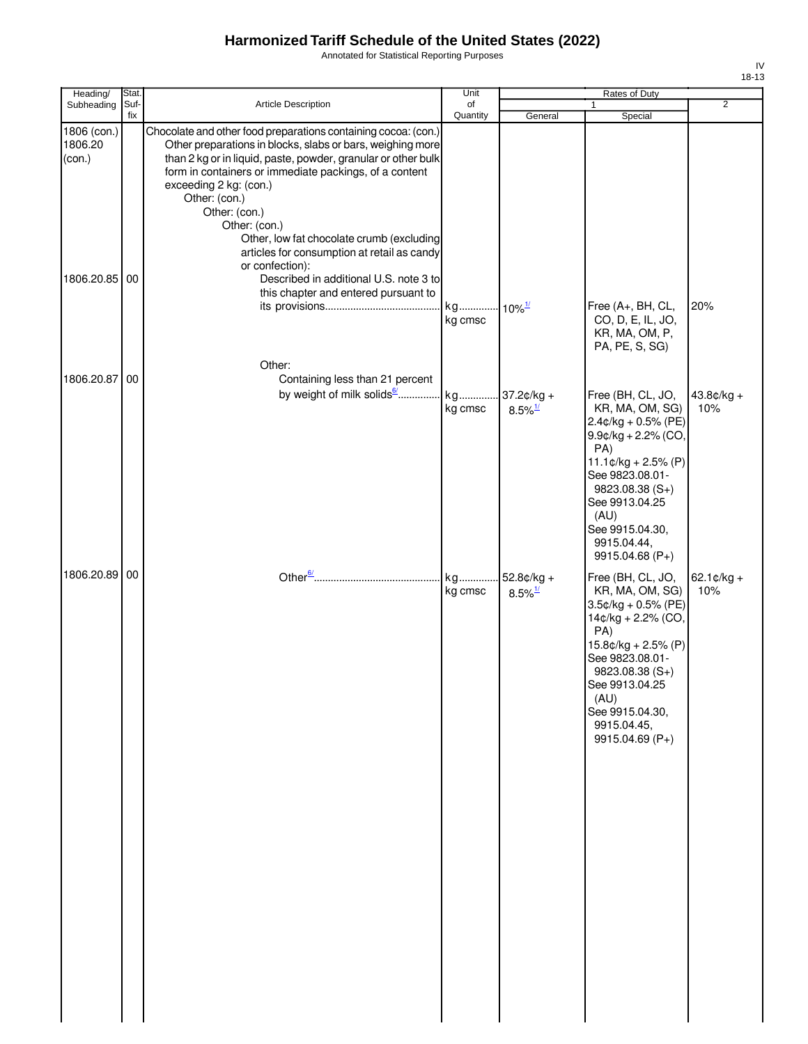# Harmonized Tariff Schedule of the United States (2022)

Annotated for Statistical Reporting Purposes

IV
18-13

| Heading/ Subheading | Stat. Suf- fix | Article Description | Unit of Quantity | Rates of Duty 1 General | Special | 2 |
|---|---|---|---|---|---|---|
| 1806 (con.) 1806.20 (con.) | | Chocolate and other food preparations containing cocoa: (con.) Other preparations in blocks, slabs or bars, weighing more than 2 kg or in liquid, paste, powder, granular or other bulk form in containers or immediate packings, of a content exceeding 2 kg: (con.) Other: (con.) Other: (con.) Other: (con.) Other, low fat chocolate crumb (excluding articles for consumption at retail as candy or confection): | | | | |
| 1806.20.85 | 00 | Described in additional U.S. note 3 to this chapter and entered pursuant to its provisions | kg kg cmsc | 10%[1/] | Free (A+, BH, CL, CO, D, E, IL, JO, KR, MA, OM, P, PA, PE, S, SG) | 20% |
| | | Other: | | | | |
| 1806.20.87 | 00 | Containing less than 21 percent by weight of milk solids[6/] | kg kg cmsc | 37.2¢/kg + 8.5%[1/] | Free (BH, CL, JO, KR, MA, OM, SG) 2.4¢/kg + 0.5% (PE) 9.9¢/kg + 2.2% (CO, PA) 11.1¢/kg + 2.5% (P) See 9823.08.01-9823.08.38 (S+) See 9913.04.25 (AU) See 9915.04.30, 9915.04.44, 9915.04.68 (P+) | 43.8¢/kg + 10% |
| 1806.20.89 | 00 | Other[6/] | kg kg cmsc | 52.8¢/kg + 8.5%[1/] | Free (BH, CL, JO, KR, MA, OM, SG) 3.5¢/kg + 0.5% (PE) 14¢/kg + 2.2% (CO, PA) 15.8¢/kg + 2.5% (P) See 9823.08.01-9823.08.38 (S+) See 9913.04.25 (AU) See 9915.04.30, 9915.04.45, 9915.04.69 (P+) | 62.1¢/kg + 10% |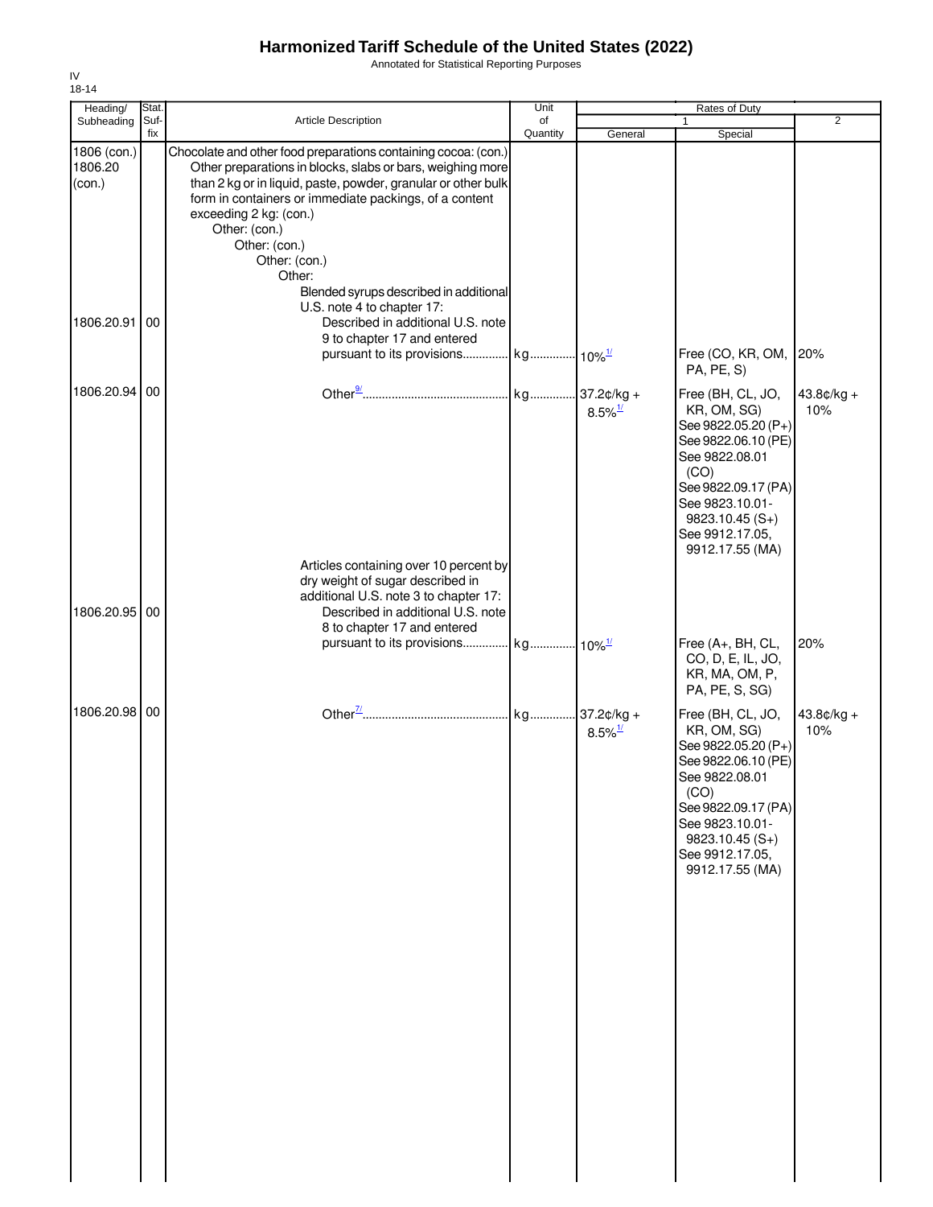# Harmonized Tariff Schedule of the United States (2022)

Annotated for Statistical Reporting Purposes

IV
18-14

| Heading/ Subheading | Stat. Suf- fix | Article Description | Unit of Quantity | Rates of Duty 1 General | Special | 2 |
|---|---|---|---|---|---|---|
| 1806 (con.) 1806.20 (con.) | | Chocolate and other food preparations containing cocoa: (con.) Other preparations in blocks, slabs or bars, weighing more than 2 kg or in liquid, paste, powder, granular or other bulk form in containers or immediate packings, of a content exceeding 2 kg: (con.) Other: (con.) Other: (con.) Other: (con.) Other: Blended syrups described in additional U.S. note 4 to chapter 17: | | | | |
| 1806.20.91 | 00 | Described in additional U.S. note 9 to chapter 17 and entered pursuant to its provisions | kg | 10%[1/] | Free (CO, KR, OM, PA, PE, S) | 20% |
| 1806.20.94 | 00 | Other[9/] | kg | 37.2¢/kg + 8.5%[1/] | Free (BH, CL, JO, KR, OM, SG) See 9822.05.20 (P+) See 9822.06.10 (PE) See 9822.08.01 (CO) See 9822.09.17 (PA) See 9823.10.01-9823.10.45 (S+) See 9912.17.05, 9912.17.55 (MA) | 43.8¢/kg + 10% |
| | | Articles containing over 10 percent by dry weight of sugar described in additional U.S. note 3 to chapter 17: | | | | |
| 1806.20.95 | 00 | Described in additional U.S. note 8 to chapter 17 and entered pursuant to its provisions | kg | 10%[1/] | Free (A+, BH, CL, CO, D, E, IL, JO, KR, MA, OM, P, PA, PE, S, SG) | 20% |
| 1806.20.98 | 00 | Other[7/] | kg | 37.2¢/kg + 8.5%[1/] | Free (BH, CL, JO, KR, OM, SG) See 9822.05.20 (P+) See 9822.06.10 (PE) See 9822.08.01 (CO) See 9822.09.17 (PA) See 9823.10.01-9823.10.45 (S+) See 9912.17.05, 9912.17.55 (MA) | 43.8¢/kg + 10% |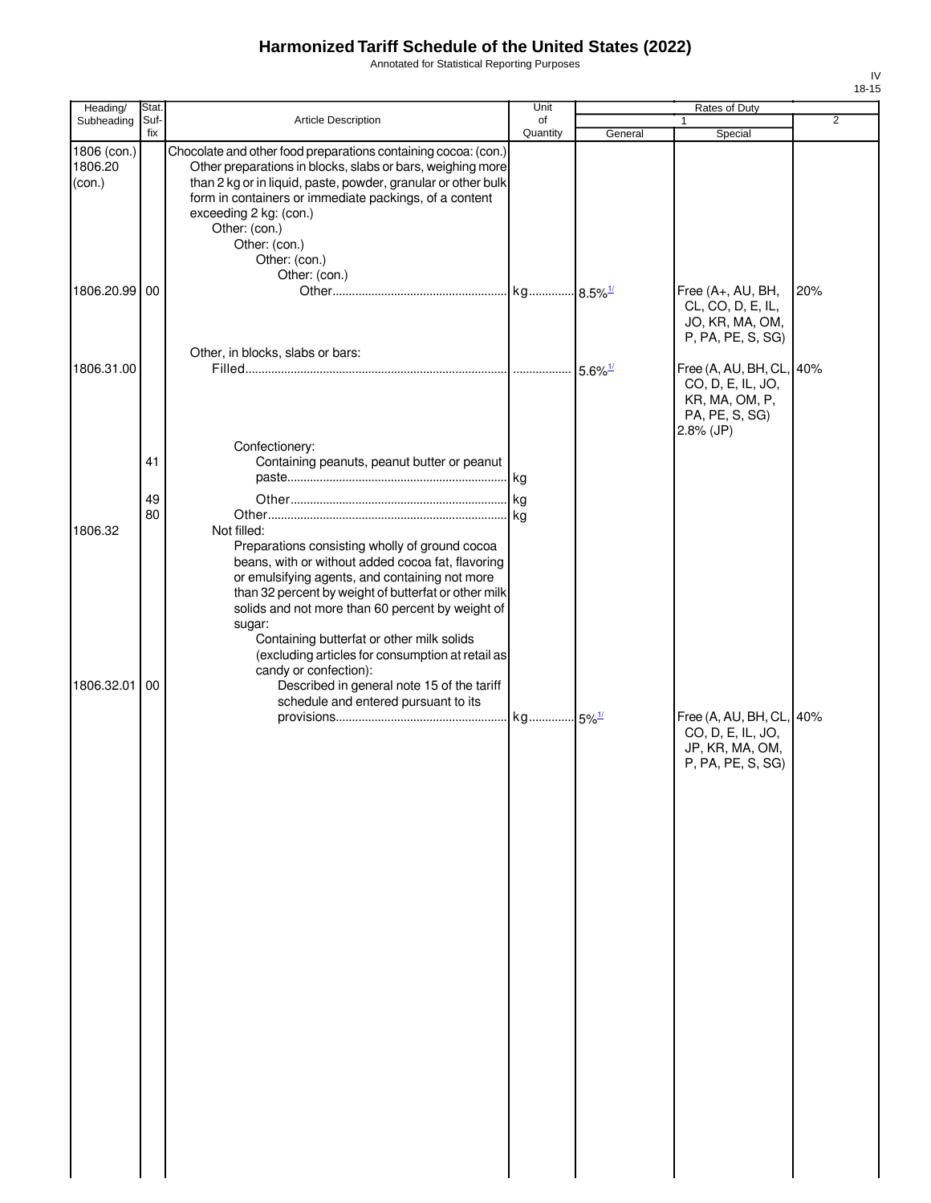# Harmonized Tariff Schedule of the United States (2022)

Annotated for Statistical Reporting Purposes

IV
18-15

| Heading/ Subheading | Stat. Suf- fix | Article Description | Unit of Quantity | Rates of Duty 1 General | Rates of Duty 1 Special | Rates of Duty 2 |
|---|---|---|---|---|---|---|
| 1806 (con.) 1806.20 (con.) | | Chocolate and other food preparations containing cocoa: (con.) Other preparations in blocks, slabs or bars, weighing more than 2 kg or in liquid, paste, powder, granular or other bulk form in containers or immediate packings, of a content exceeding 2 kg: (con.) Other: (con.) Other: (con.) Other: (con.) Other: (con.) | | | | |
| 1806.20.99 | 00 | Other | kg | 8.5%[1/] | Free (A+, AU, BH, CL, CO, D, E, IL, JO, KR, MA, OM, P, PA, PE, S, SG) | 20% |
| | | Other, in blocks, slabs or bars: | | | | |
| 1806.31.00 | | Filled | | 5.6%[1/] | Free (A, AU, BH, CL, CO, D, E, IL, JO, KR, MA, OM, P, PA, PE, S, SG) 2.8% (JP) | 40% |
| | | Confectionery: | | | | |
| | 41 | Containing peanuts, peanut butter or peanut paste | kg | | | |
| | 49 | Other | kg | | | |
| | 80 | Other | kg | | | |
| 1806.32 | | Not filled: Preparations consisting wholly of ground cocoa beans, with or without added cocoa fat, flavoring or emulsifying agents, and containing not more than 32 percent by weight of butterfat or other milk solids and not more than 60 percent by weight of sugar: Containing butterfat or other milk solids (excluding articles for consumption at retail as candy or confection): | | | | |
| 1806.32.01 | 00 | Described in general note 15 of the tariff schedule and entered pursuant to its provisions | kg | 5%[1/] | Free (A, AU, BH, CL, CO, D, E, IL, JO, JP, KR, MA, OM, P, PA, PE, S, SG) | 40% |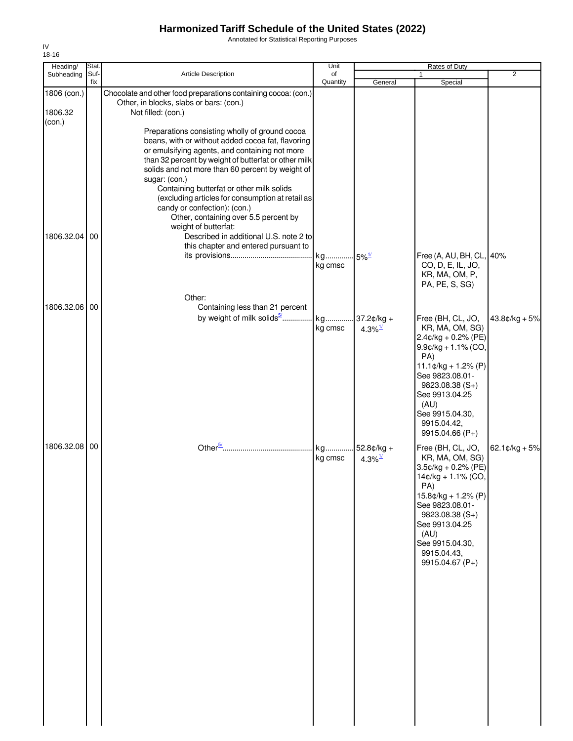# Harmonized Tariff Schedule of the United States (2022)

Annotated for Statistical Reporting Purposes

IV
18-16

| Heading/ Subheading | Stat. Suf- fix | Article Description | Unit of Quantity | Rates of Duty 1 General | Rates of Duty 1 Special | 2 |
|---|---|---|---|---|---|---|
| 1806 (con.) | | Chocolate and other food preparations containing cocoa: (con.) | | | | |
| | | Other, in blocks, slabs or bars: (con.) | | | | |
| 1806.32 (con.) | | Not filled: (con.) | | | | |
| | | Preparations consisting wholly of ground cocoa beans, with or without added cocoa fat, flavoring or emulsifying agents, and containing not more than 32 percent by weight of butterfat or other milk solids and not more than 60 percent by weight of sugar: (con.) | | | | |
| | | Containing butterfat or other milk solids (excluding articles for consumption at retail as candy or confection): (con.) | | | | |
| | | Other, containing over 5.5 percent by weight of butterfat: | | | | |
| 1806.32.04 | 00 | Described in additional U.S. note 2 to this chapter and entered pursuant to its provisions | kg<br>kg cmsc | 5%[1/] | Free (A, AU, BH, CL, CO, D, E, IL, JO, KR, MA, OM, P, PA, PE, S, SG) | 40% |
| | | Other: | | | | |
| 1806.32.06 | 00 | Containing less than 21 percent by weight of milk solids[5/] | kg<br>kg cmsc | 37.2¢/kg + 4.3%[1/] | Free (BH, CL, JO, KR, MA, OM, SG)<br>2.4¢/kg + 0.2% (PE)<br>9.9¢/kg + 1.1% (CO, PA)<br>11.1¢/kg + 1.2% (P)<br>See 9823.08.01-9823.08.38 (S+)<br>See 9913.04.25 (AU)<br>See 9915.04.30, 9915.04.42, 9915.04.66 (P+) | 43.8¢/kg + 5% |
| 1806.32.08 | 00 | Other[5/] | kg<br>kg cmsc | 52.8¢/kg + 4.3%[1/] | Free (BH, CL, JO, KR, MA, OM, SG)<br>3.5¢/kg + 0.2% (PE)<br>14¢/kg + 1.1% (CO, PA)<br>15.8¢/kg + 1.2% (P)<br>See 9823.08.01-9823.08.38 (S+)<br>See 9913.04.25 (AU)<br>See 9915.04.30, 9915.04.43, 9915.04.67 (P+) | 62.1¢/kg + 5% |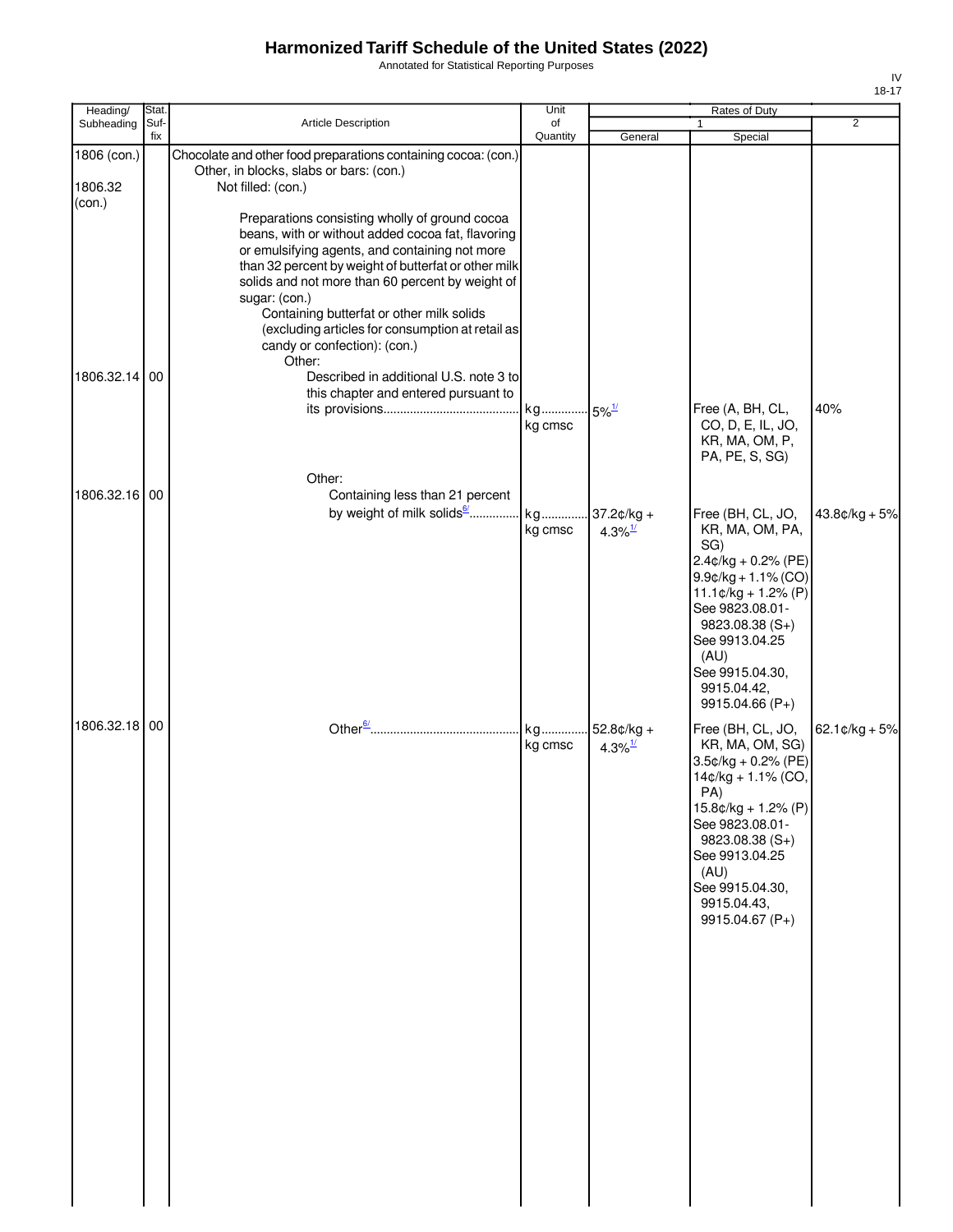# Harmonized Tariff Schedule of the United States (2022)

Annotated for Statistical Reporting Purposes

IV
18-17

| Heading/ Subheading | Stat. Suf- fix | Article Description | Unit of Quantity | Rates of Duty | | |
|---|---|---|---|---|---|---|
| | | | | 1 | | 2 |
| | | | | General | Special | |
| 1806 (con.) | | Chocolate and other food preparations containing cocoa: (con.) | | | | |
| | | Other, in blocks, slabs or bars: (con.) | | | | |
| 1806.32 (con.) | | Not filled: (con.) | | | | |
| | | Preparations consisting wholly of ground cocoa beans, with or without added cocoa fat, flavoring or emulsifying agents, and containing not more than 32 percent by weight of butterfat or other milk solids and not more than 60 percent by weight of sugar: (con.) | | | | |
| | | Containing butterfat or other milk solids (excluding articles for consumption at retail as candy or confection): (con.) | | | | |
| | | Other: | | | | |
| 1806.32.14 | 00 | Described in additional U.S. note 3 to this chapter and entered pursuant to its provisions | kg<br>kg cmsc | 5%[1/] | Free (A, BH, CL, CO, D, E, IL, JO, KR, MA, OM, P, PA, PE, S, SG) | 40% |
| | | Other: | | | | |
| 1806.32.16 | 00 | Containing less than 21 percent by weight of milk solids[6/] | kg<br>kg cmsc | 37.2¢/kg + 4.3%[1/] | Free (BH, CL, JO, KR, MA, OM, PA, SG)<br>2.4¢/kg + 0.2% (PE)<br>9.9¢/kg + 1.1% (CO)<br>11.1¢/kg + 1.2% (P)<br>See 9823.08.01-9823.08.38 (S+)<br>See 9913.04.25 (AU)<br>See 9915.04.30, 9915.04.42, 9915.04.66 (P+) | 43.8¢/kg + 5% |
| 1806.32.18 | 00 | Other[6/] | kg<br>kg cmsc | 52.8¢/kg + 4.3%[1/] | Free (BH, CL, JO, KR, MA, OM, SG)<br>3.5¢/kg + 0.2% (PE)<br>14¢/kg + 1.1% (CO, PA)<br>15.8¢/kg + 1.2% (P)<br>See 9823.08.01-9823.08.38 (S+)<br>See 9913.04.25 (AU)<br>See 9915.04.30, 9915.04.43, 9915.04.67 (P+) | 62.1¢/kg + 5% |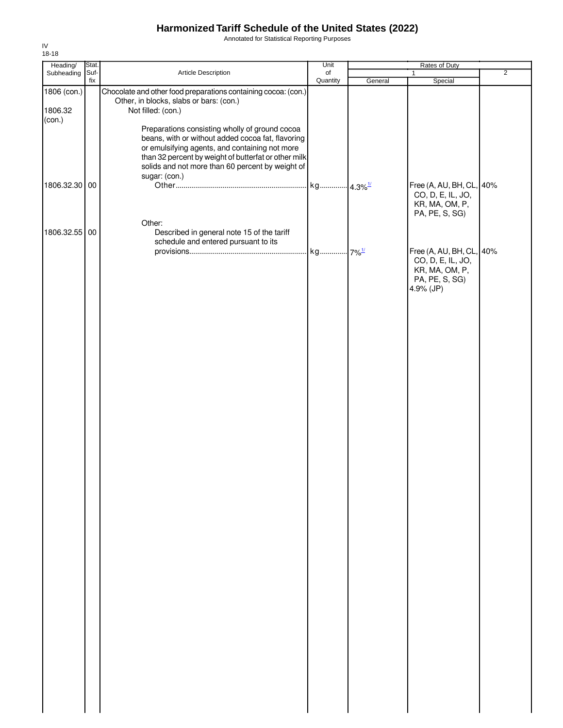# Harmonized Tariff Schedule of the United States (2022)

Annotated for Statistical Reporting Purposes

IV
18-18

| Heading/ Subheading | Stat. Suf- fix | Article Description | Unit of Quantity | Rates of Duty 1 General | Special | 2 |
|---|---|---|---|---|---|---|
| 1806 (con.) | | Chocolate and other food preparations containing cocoa: (con.) | | | | |
| | | Other, in blocks, slabs or bars: (con.) | | | | |
| 1806.32 (con.) | | Not filled: (con.) | | | | |
| | | Preparations consisting wholly of ground cocoa beans, with or without added cocoa fat, flavoring or emulsifying agents, and containing not more than 32 percent by weight of butterfat or other milk solids and not more than 60 percent by weight of sugar: (con.) | | | | |
| 1806.32.30 | 00 | Other | kg | 4.3% [1/] | Free (A, AU, BH, CL, CO, D, E, IL, JO, KR, MA, OM, P, PA, PE, S, SG) | 40% |
| | | Other: | | | | |
| 1806.32.55 | 00 | Described in general note 15 of the tariff schedule and entered pursuant to its provisions | kg | 7% [1/] | Free (A, AU, BH, CL, CO, D, E, IL, JO, KR, MA, OM, P, PA, PE, S, SG) 4.9% (JP) | 40% |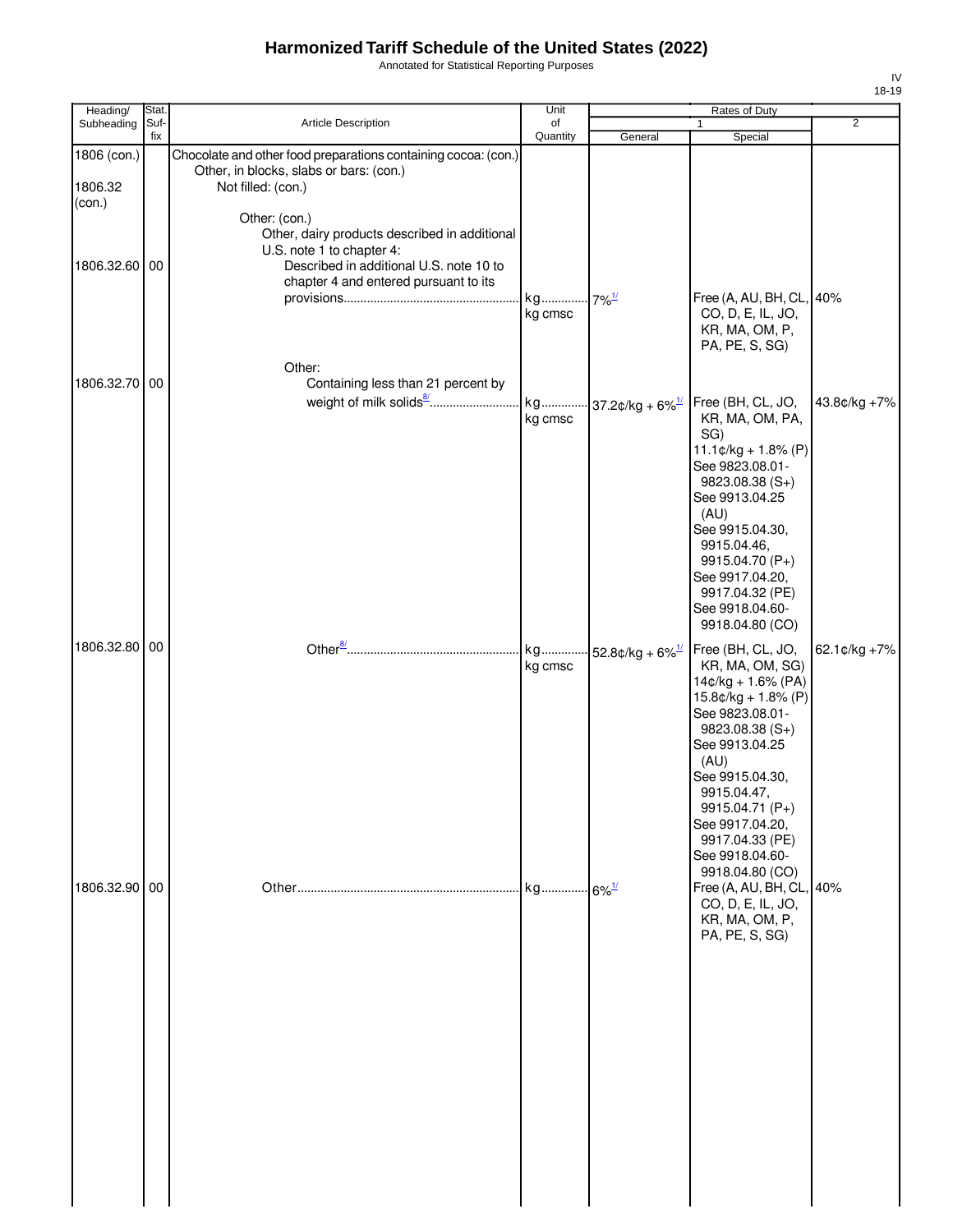# Harmonized Tariff Schedule of the United States (2022)

Annotated for Statistical Reporting Purposes

IV
18-19

| Heading/ Subheading | Stat. Suf- fix | Article Description | Unit of Quantity | Rates of Duty 1 General | Special | 2 |
|---|---|---|---|---|---|---|
| 1806 (con.) | | Chocolate and other food preparations containing cocoa: (con.) | | | | |
| | | Other, in blocks, slabs or bars: (con.) | | | | |
| 1806.32 (con.) | | Not filled: (con.) | | | | |
| | | Other: (con.) | | | | |
| | | Other, dairy products described in additional U.S. note 1 to chapter 4: | | | | |
| 1806.32.60 | 00 | Described in additional U.S. note 10 to chapter 4 and entered pursuant to its provisions | kg kg cmsc | 7%[1/] | Free (A, AU, BH, CL, CO, D, E, IL, JO, KR, MA, OM, P, PA, PE, S, SG) | 40% |
| | | Other: | | | | |
| 1806.32.70 | 00 | Containing less than 21 percent by weight of milk solids[8/] | kg kg cmsc | 37.2¢/kg + 6%[1/] | Free (BH, CL, JO, KR, MA, OM, PA, SG) 11.1¢/kg + 1.8% (P) See 9823.08.01-9823.08.38 (S+) See 9913.04.25 (AU) See 9915.04.30, 9915.04.46, 9915.04.70 (P+) See 9917.04.20, 9917.04.32 (PE) See 9918.04.60-9918.04.80 (CO) | 43.8¢/kg +7% |
| 1806.32.80 | 00 | Other[8/] | kg kg cmsc | 52.8¢/kg + 6%[1/] | Free (BH, CL, JO, KR, MA, OM, SG) 14¢/kg + 1.6% (PA) 15.8¢/kg + 1.8% (P) See 9823.08.01-9823.08.38 (S+) See 9913.04.25 (AU) See 9915.04.30, 9915.04.47, 9915.04.71 (P+) See 9917.04.20, 9917.04.33 (PE) See 9918.04.60-9918.04.80 (CO) | 62.1¢/kg +7% |
| 1806.32.90 | 00 | Other | kg | 6%[1/] | Free (A, AU, BH, CL, CO, D, E, IL, JO, KR, MA, OM, P, PA, PE, S, SG) | 40% |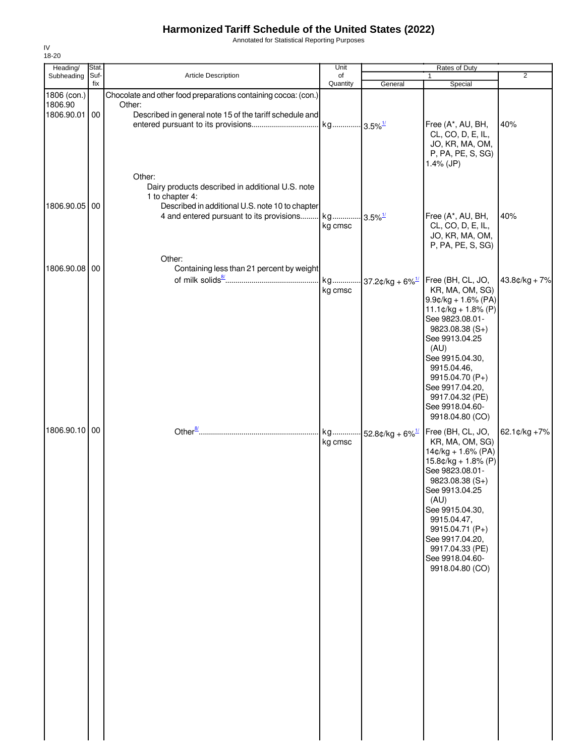# Harmonized Tariff Schedule of the United States (2022)

Annotated for Statistical Reporting Purposes

IV
18-20

| Heading/ Subheading | Stat. Suf- fix | Article Description | Unit of Quantity | Rates of Duty 1 General | Special | 2 |
|---|---|---|---|---|---|---|
| 1806 (con.) | | Chocolate and other food preparations containing cocoa: (con.) | | | | |
| 1806.90 | | Other: | | | | |
| 1806.90.01 | 00 | Described in general note 15 of the tariff schedule and entered pursuant to its provisions | kg | 3.5%[1/] | Free (A*, AU, BH, CL, CO, D, E, IL, JO, KR, MA, OM, P, PA, PE, S, SG) 1.4% (JP) | 40% |
| | | Other: | | | | |
| | | Dairy products described in additional U.S. note 1 to chapter 4: | | | | |
| 1806.90.05 | 00 | Described in additional U.S. note 10 to chapter 4 and entered pursuant to its provisions | kg kg cmsc | 3.5%[1/] | Free (A*, AU, BH, CL, CO, D, E, IL, JO, KR, MA, OM, P, PA, PE, S, SG) | 40% |
| | | Other: | | | | |
| 1806.90.08 | 00 | Containing less than 21 percent by weight of milk solids[8/] | kg kg cmsc | 37.2¢/kg + 6%[1/] | Free (BH, CL, JO, KR, MA, OM, SG) 9.9¢/kg + 1.6% (PA) 11.1¢/kg + 1.8% (P) See 9823.08.01-9823.08.38 (S+) See 9913.04.25 (AU) See 9915.04.30, 9915.04.46, 9915.04.70 (P+) See 9917.04.20, 9917.04.32 (PE) See 9918.04.60-9918.04.80 (CO) | 43.8¢/kg + 7% |
| 1806.90.10 | 00 | Other[8/] | kg kg cmsc | 52.8¢/kg + 6%[1/] | Free (BH, CL, JO, KR, MA, OM, SG) 14¢/kg + 1.6% (PA) 15.8¢/kg + 1.8% (P) See 9823.08.01-9823.08.38 (S+) See 9913.04.25 (AU) See 9915.04.30, 9915.04.47, 9915.04.71 (P+) See 9917.04.20, 9917.04.33 (PE) See 9918.04.60-9918.04.80 (CO) | 62.1¢/kg +7% |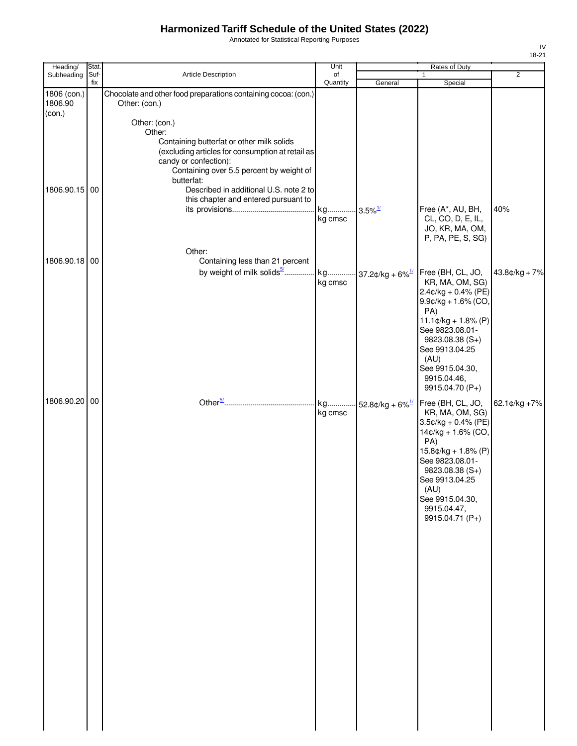# Harmonized Tariff Schedule of the United States (2022)

Annotated for Statistical Reporting Purposes

IV
18-21

| Heading/ Subheading | Stat. Suf- fix | Article Description | Unit of Quantity | Rates of Duty 1 General | Special | 2 |
|---|---|---|---|---|---|---|
| 1806 (con.) 1806.90 (con.) | | Chocolate and other food preparations containing cocoa: (con.) Other: (con.) | | | | |
| | | Other: (con.) | | | | |
| | | Other: | | | | |
| | | Containing butterfat or other milk solids (excluding articles for consumption at retail as candy or confection): | | | | |
| | | Containing over 5.5 percent by weight of butterfat: | | | | |
| 1806.90.15 | 00 | Described in additional U.S. note 2 to this chapter and entered pursuant to its provisions | kg kg cmsc | 3.5%[1/] | Free (A*, AU, BH, CL, CO, D, E, IL, JO, KR, MA, OM, P, PA, PE, S, SG) | 40% |
| | | Other: | | | | |
| 1806.90.18 | 00 | Containing less than 21 percent by weight of milk solids[5/] | kg kg cmsc | 37.2¢/kg + 6%[1/] | Free (BH, CL, JO, KR, MA, OM, SG) 2.4¢/kg + 0.4% (PE) 9.9¢/kg + 1.6% (CO, PA) 11.1¢/kg + 1.8% (P) See 9823.08.01-9823.08.38 (S+) See 9913.04.25 (AU) See 9915.04.30, 9915.04.46, 9915.04.70 (P+) | 43.8¢/kg + 7% |
| 1806.90.20 | 00 | Other[5/] | kg kg cmsc | 52.8¢/kg + 6%[1/] | Free (BH, CL, JO, KR, MA, OM, SG) 3.5¢/kg + 0.4% (PE) 14¢/kg + 1.6% (CO, PA) 15.8¢/kg + 1.8% (P) See 9823.08.01-9823.08.38 (S+) See 9913.04.25 (AU) See 9915.04.30, 9915.04.47, 9915.04.71 (P+) | 62.1¢/kg +7% |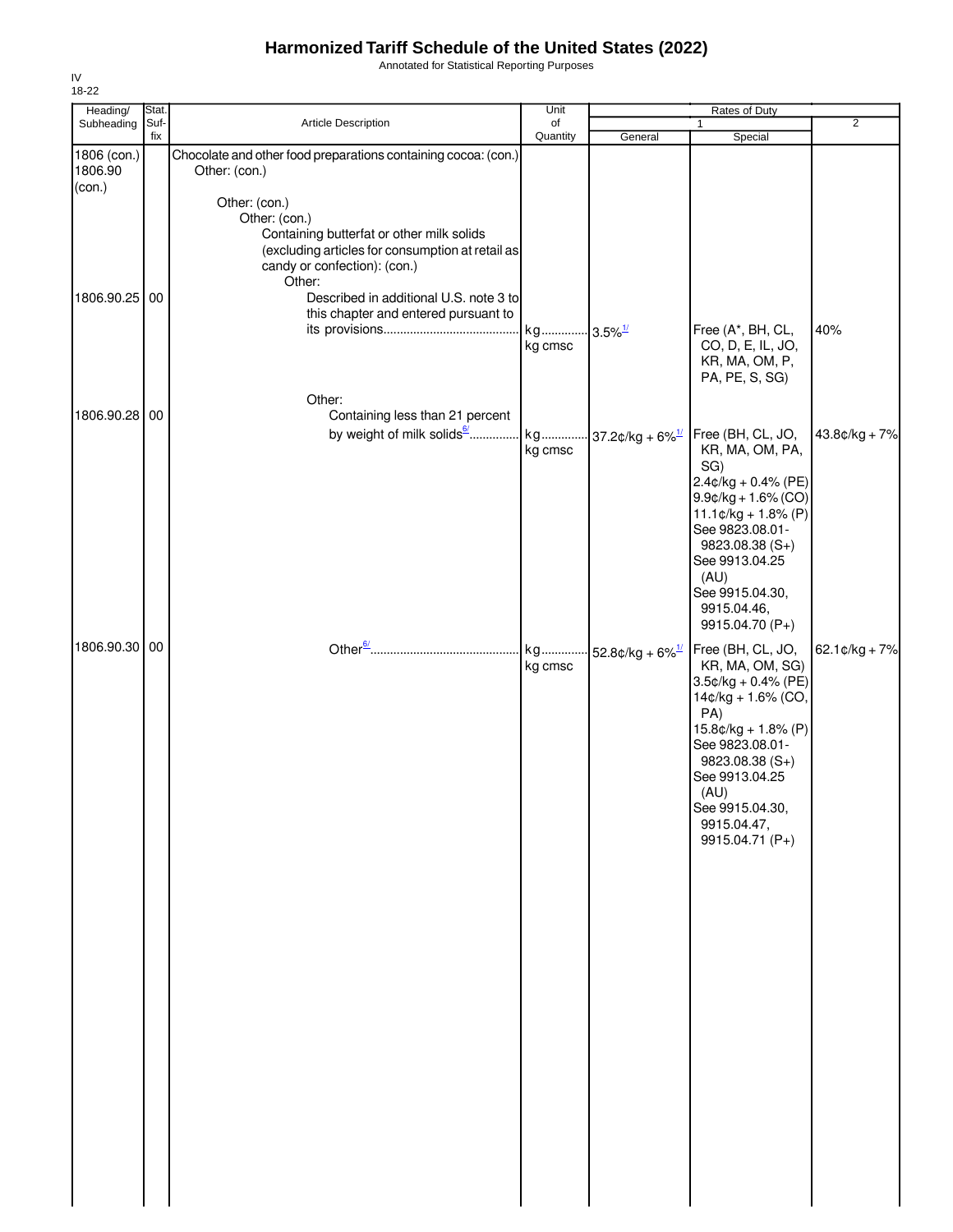# Harmonized Tariff Schedule of the United States (2022)

Annotated for Statistical Reporting Purposes

IV
18-22

| Heading/ Subheading | Stat. Suf- fix | Article Description | Unit of Quantity | Rates of Duty 1 General | Special | 2 |
|---|---|---|---|---|---|---|
| 1806 (con.) 1806.90 (con.) | | Chocolate and other food preparations containing cocoa: (con.) Other: (con.) | | | | |
| | | Other: (con.) | | | | |
| | | Other: (con.) | | | | |
| | | Containing butterfat or other milk solids (excluding articles for consumption at retail as candy or confection): (con.) | | | | |
| | | Other: | | | | |
| 1806.90.25 | 00 | Described in additional U.S. note 3 to this chapter and entered pursuant to its provisions | kg kg cmsc | 3.5%[1/] | Free (A*, BH, CL, CO, D, E, IL, JO, KR, MA, OM, P, PA, PE, S, SG) | 40% |
| | | Other: | | | | |
| 1806.90.28 | 00 | Containing less than 21 percent by weight of milk solids[6/] | kg kg cmsc | 37.2¢/kg + 6%[1/] | Free (BH, CL, JO, KR, MA, OM, PA, SG) 2.4¢/kg + 0.4% (PE) 9.9¢/kg + 1.6% (CO) 11.1¢/kg + 1.8% (P) See 9823.08.01-9823.08.38 (S+) See 9913.04.25 (AU) See 9915.04.30, 9915.04.46, 9915.04.70 (P+) | 43.8¢/kg + 7% |
| 1806.90.30 | 00 | Other[6/] | kg kg cmsc | 52.8¢/kg + 6%[1/] | Free (BH, CL, JO, KR, MA, OM, SG) 3.5¢/kg + 0.4% (PE) 14¢/kg + 1.6% (CO, PA) 15.8¢/kg + 1.8% (P) See 9823.08.01-9823.08.38 (S+) See 9913.04.25 (AU) See 9915.04.30, 9915.04.47, 9915.04.71 (P+) | 62.1¢/kg + 7% |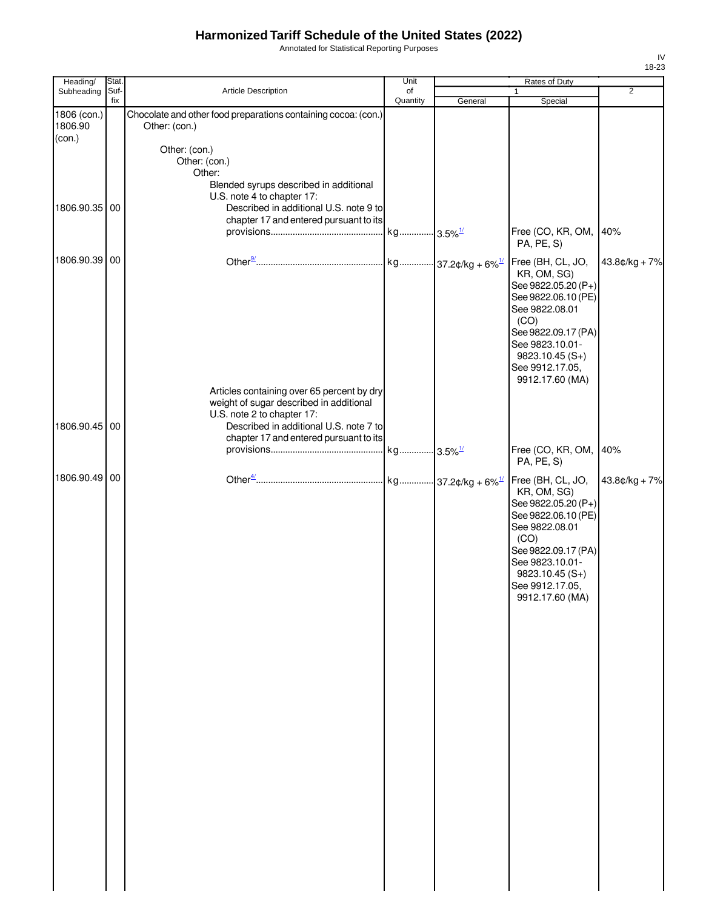# Harmonized Tariff Schedule of the United States (2022)

Annotated for Statistical Reporting Purposes

IV
18-23

| Heading/ Subheading | Stat. Suf- fix | Article Description | Unit of Quantity | Rates of Duty 1 General | Special | 2 |
|---|---|---|---|---|---|---|
| 1806 (con.) 1806.90 (con.) | | Chocolate and other food preparations containing cocoa: (con.) Other: (con.) | | | | |
| | | Other: (con.) | | | | |
| | | Other: (con.) | | | | |
| | | Other: | | | | |
| | | Blended syrups described in additional U.S. note 4 to chapter 17: | | | | |
| 1806.90.35 | 00 | Described in additional U.S. note 9 to chapter 17 and entered pursuant to its provisions | kg | 3.5%[1/] | Free (CO, KR, OM, PA, PE, S) | 40% |
| 1806.90.39 | 00 | Other[9/] | kg | 37.2¢/kg + 6%[1/] | Free (BH, CL, JO, KR, OM, SG) See 9822.05.20 (P+) See 9822.06.10 (PE) See 9822.08.01 (CO) See 9822.09.17 (PA) See 9823.10.01-9823.10.45 (S+) See 9912.17.05, 9912.17.60 (MA) | 43.8¢/kg + 7% |
| | | Articles containing over 65 percent by dry weight of sugar described in additional U.S. note 2 to chapter 17: | | | | |
| 1806.90.45 | 00 | Described in additional U.S. note 7 to chapter 17 and entered pursuant to its provisions | kg | 3.5%[1/] | Free (CO, KR, OM, PA, PE, S) | 40% |
| 1806.90.49 | 00 | Other[4/] | kg | 37.2¢/kg + 6%[1/] | Free (BH, CL, JO, KR, OM, SG) See 9822.05.20 (P+) See 9822.06.10 (PE) See 9822.08.01 (CO) See 9822.09.17 (PA) See 9823.10.01-9823.10.45 (S+) See 9912.17.05, 9912.17.60 (MA) | 43.8¢/kg + 7% |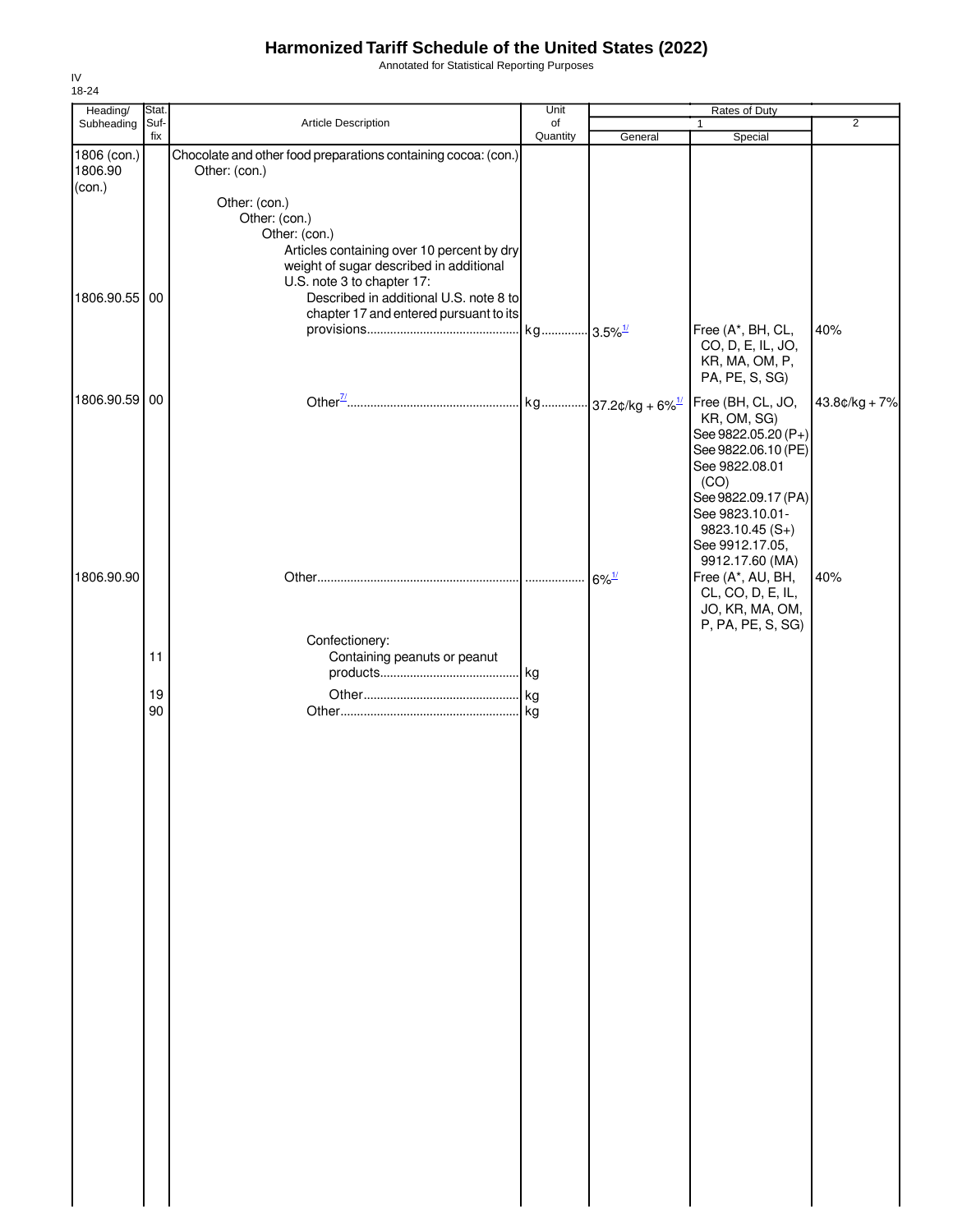# Harmonized Tariff Schedule of the United States (2022)

Annotated for Statistical Reporting Purposes

IV
18-24

| Heading/ Subheading | Stat. Suf- fix | Article Description | Unit of Quantity | Rates of Duty 1 General | Special | 2 |
|---|---|---|---|---|---|---|
| 1806 (con.) 1806.90 (con.) | | Chocolate and other food preparations containing cocoa: (con.) Other: (con.) | | | | |
| | | Other: (con.) | | | | |
| | | Other: (con.) | | | | |
| | | Other: (con.) | | | | |
| | | Articles containing over 10 percent by dry weight of sugar described in additional U.S. note 3 to chapter 17: | | | | |
| 1806.90.55 | 00 | Described in additional U.S. note 8 to chapter 17 and entered pursuant to its provisions | kg | 3.5%[1/] | Free (A*, BH, CL, CO, D, E, IL, JO, KR, MA, OM, P, PA, PE, S, SG) | 40% |
| 1806.90.59 | 00 | Other[7/] | kg | 37.2¢/kg + 6%[1/] | Free (BH, CL, JO, KR, OM, SG) See 9822.05.20 (P+) See 9822.06.10 (PE) See 9822.08.01 (CO) See 9822.09.17 (PA) See 9823.10.01-9823.10.45 (S+) See 9912.17.05, 9912.17.60 (MA) | 43.8¢/kg + 7% |
| 1806.90.90 | | Other | | 6%[1/] | Free (A*, AU, BH, CL, CO, D, E, IL, JO, KR, MA, OM, P, PA, PE, S, SG) | 40% |
| | | Confectionery: | | | | |
| | 11 | Containing peanuts or peanut products | kg | | | |
| | 19 | Other | kg | | | |
| | 90 | Other | kg | | | |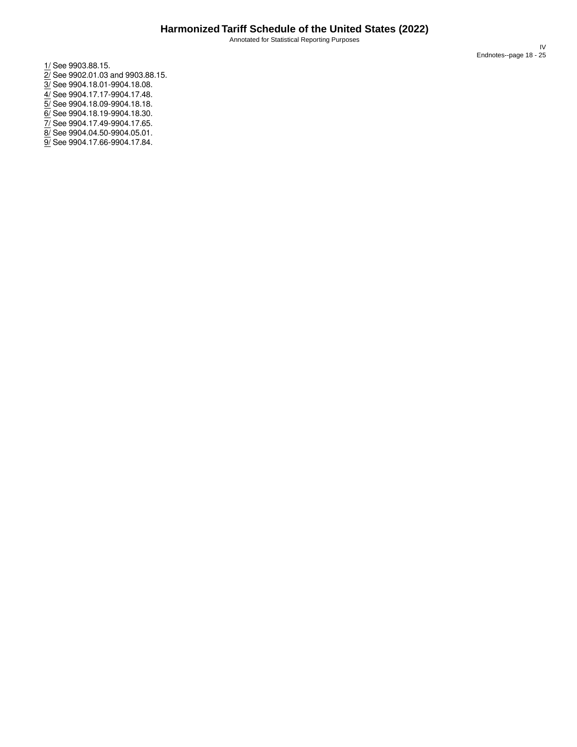1/ See 9903.88.15.
2/ See 9902.01.03 and 9903.88.15.
3/ See 9904.18.01-9904.18.08.
4/ See 9904.17.17-9904.17.48.
5/ See 9904.18.09-9904.18.18.
6/ See 9904.18.19-9904.18.30.
7/ See 9904.17.49-9904.17.65.
8/ See 9904.04.50-9904.05.01.
9/ See 9904.17.66-9904.17.84.